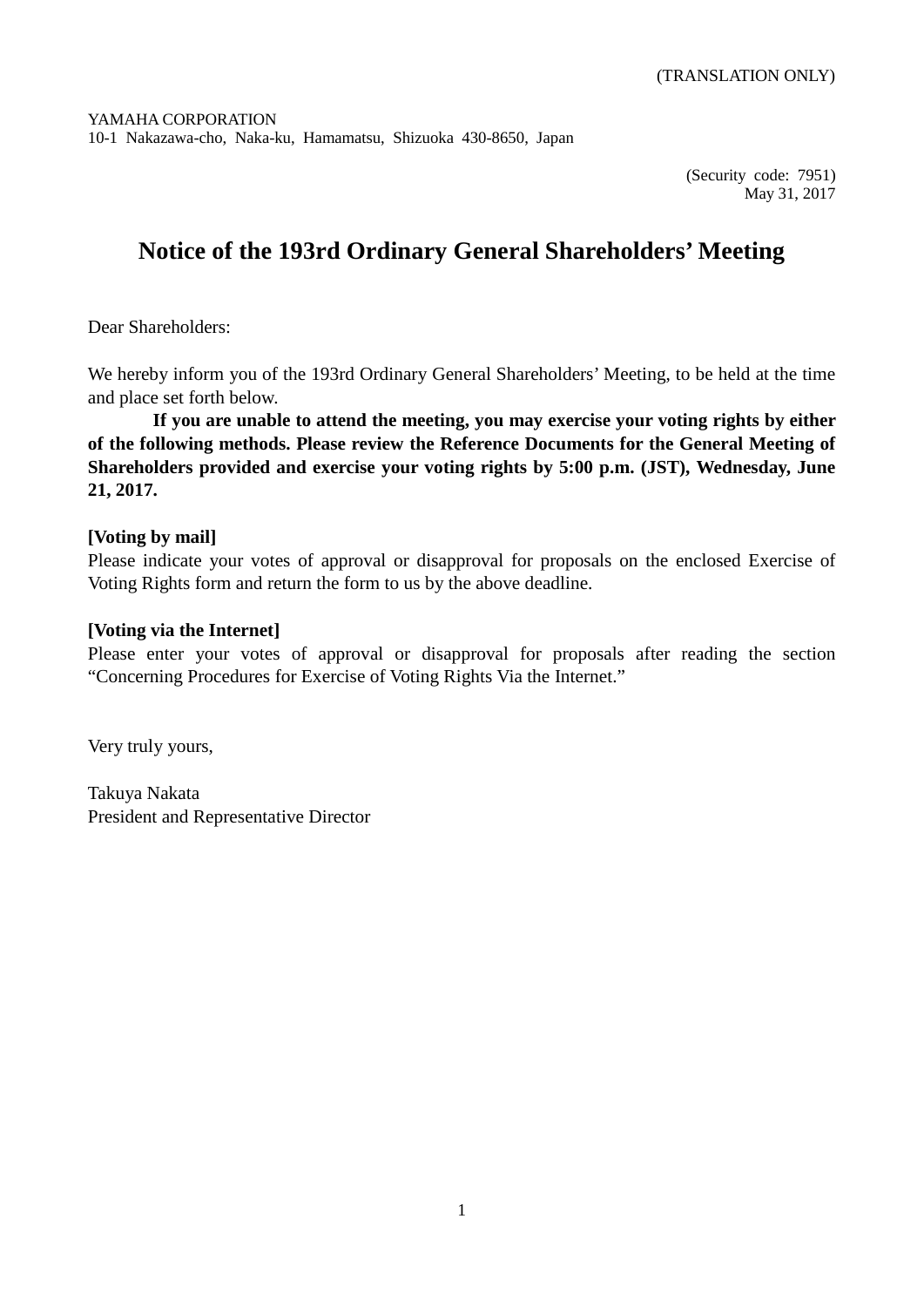(TRANSLATION ONLY)

YAMAHA CORPORATION
10-1 Nakazawa-cho, Naka-ku, Hamamatsu, Shizuoka 430-8650, Japan

(Security code: 7951)
May 31, 2017

# Notice of the 193rd Ordinary General Shareholders' Meeting

Dear Shareholders:

We hereby inform you of the 193rd Ordinary General Shareholders' Meeting, to be held at the time and place set forth below.

**If you are unable to attend the meeting, you may exercise your voting rights by either of the following methods. Please review the Reference Documents for the General Meeting of Shareholders provided and exercise your voting rights by 5:00 p.m. (JST), Wednesday, June 21, 2017.**

**[Voting by mail]**
Please indicate your votes of approval or disapproval for proposals on the enclosed Exercise of Voting Rights form and return the form to us by the above deadline.

**[Voting via the Internet]**
Please enter your votes of approval or disapproval for proposals after reading the section "Concerning Procedures for Exercise of Voting Rights Via the Internet."

Very truly yours,

Takuya Nakata
President and Representative Director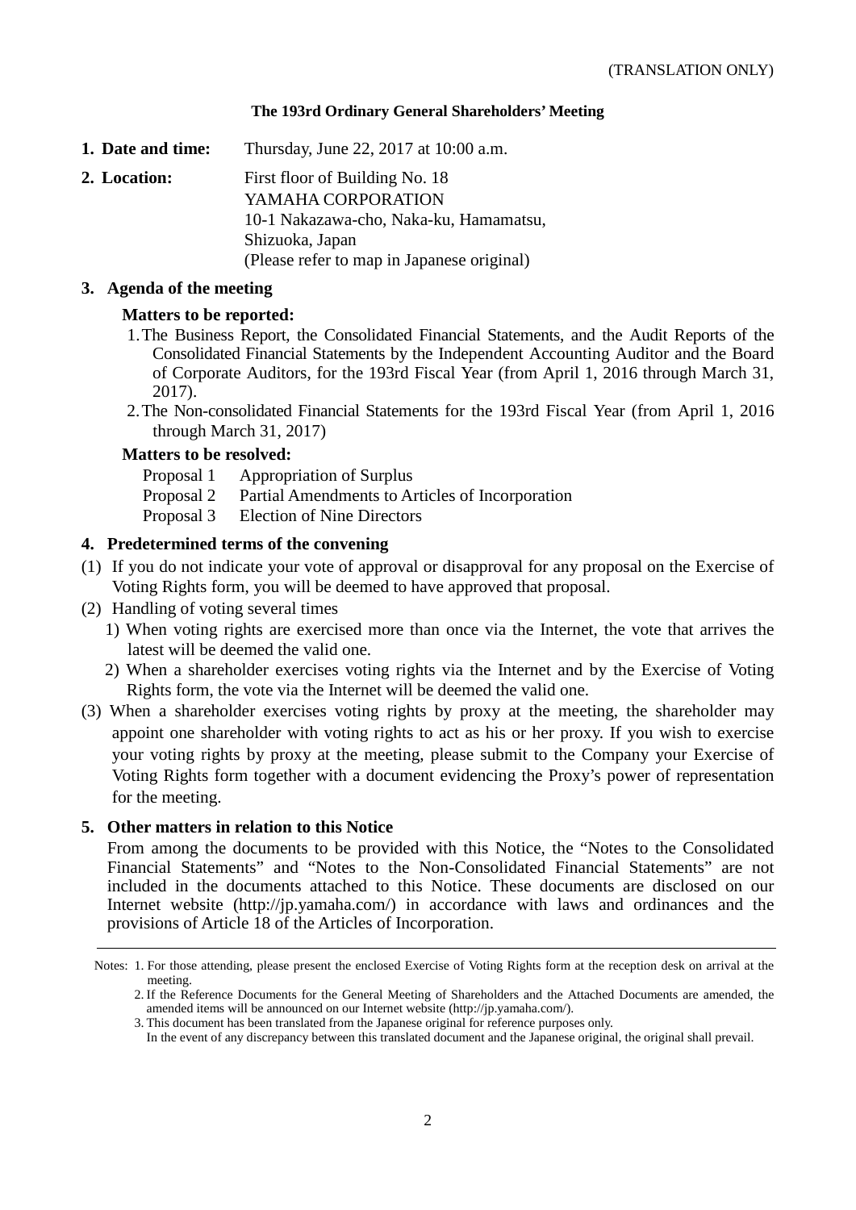(TRANSLATION ONLY)

# The 193rd Ordinary General Shareholders' Meeting

**1. Date and time:** Thursday, June 22, 2017 at 10:00 a.m.

**2. Location:** First floor of Building No. 18
YAMAHA CORPORATION
10-1 Nakazawa-cho, Naka-ku, Hamamatsu,
Shizuoka, Japan
(Please refer to map in Japanese original)

**3. Agenda of the meeting**

**Matters to be reported:**

1. The Business Report, the Consolidated Financial Statements, and the Audit Reports of the Consolidated Financial Statements by the Independent Accounting Auditor and the Board of Corporate Auditors, for the 193rd Fiscal Year (from April 1, 2016 through March 31, 2017).
2. The Non-consolidated Financial Statements for the 193rd Fiscal Year (from April 1, 2016 through March 31, 2017)

**Matters to be resolved:**

Proposal 1 Appropriation of Surplus
Proposal 2 Partial Amendments to Articles of Incorporation
Proposal 3 Election of Nine Directors

**4. Predetermined terms of the convening**

(1) If you do not indicate your vote of approval or disapproval for any proposal on the Exercise of Voting Rights form, you will be deemed to have approved that proposal.

(2) Handling of voting several times
1) When voting rights are exercised more than once via the Internet, the vote that arrives the latest will be deemed the valid one.
2) When a shareholder exercises voting rights via the Internet and by the Exercise of Voting Rights form, the vote via the Internet will be deemed the valid one.

(3) When a shareholder exercises voting rights by proxy at the meeting, the shareholder may appoint one shareholder with voting rights to act as his or her proxy. If you wish to exercise your voting rights by proxy at the meeting, please submit to the Company your Exercise of Voting Rights form together with a document evidencing the Proxy's power of representation for the meeting.

**5. Other matters in relation to this Notice**

From among the documents to be provided with this Notice, the "Notes to the Consolidated Financial Statements" and "Notes to the Non-Consolidated Financial Statements" are not included in the documents attached to this Notice. These documents are disclosed on our Internet website (http://jp.yamaha.com/) in accordance with laws and ordinances and the provisions of Article 18 of the Articles of Incorporation.

---

Notes: 1. For those attending, please present the enclosed Exercise of Voting Rights form at the reception desk on arrival at the meeting.
2. If the Reference Documents for the General Meeting of Shareholders and the Attached Documents are amended, the amended items will be announced on our Internet website (http://jp.yamaha.com/).
3. This document has been translated from the Japanese original for reference purposes only.
In the event of any discrepancy between this translated document and the Japanese original, the original shall prevail.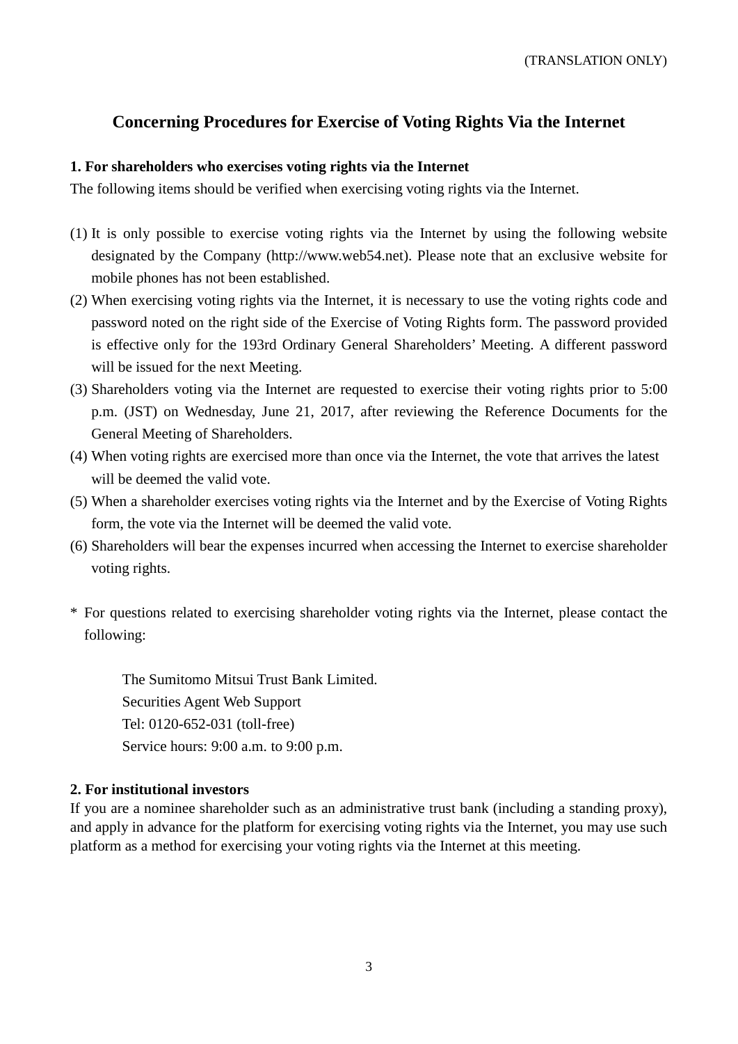(TRANSLATION ONLY)

# Concerning Procedures for Exercise of Voting Rights Via the Internet

**1. For shareholders who exercises voting rights via the Internet**

The following items should be verified when exercising voting rights via the Internet.

(1) It is only possible to exercise voting rights via the Internet by using the following website designated by the Company (http://www.web54.net). Please note that an exclusive website for mobile phones has not been established.

(2) When exercising voting rights via the Internet, it is necessary to use the voting rights code and password noted on the right side of the Exercise of Voting Rights form. The password provided is effective only for the 193rd Ordinary General Shareholders' Meeting. A different password will be issued for the next Meeting.

(3) Shareholders voting via the Internet are requested to exercise their voting rights prior to 5:00 p.m. (JST) on Wednesday, June 21, 2017, after reviewing the Reference Documents for the General Meeting of Shareholders.

(4) When voting rights are exercised more than once via the Internet, the vote that arrives the latest will be deemed the valid vote.

(5) When a shareholder exercises voting rights via the Internet and by the Exercise of Voting Rights form, the vote via the Internet will be deemed the valid vote.

(6) Shareholders will bear the expenses incurred when accessing the Internet to exercise shareholder voting rights.

\* For questions related to exercising shareholder voting rights via the Internet, please contact the following:

The Sumitomo Mitsui Trust Bank Limited.
Securities Agent Web Support
Tel: 0120-652-031 (toll-free)
Service hours: 9:00 a.m. to 9:00 p.m.

**2. For institutional investors**

If you are a nominee shareholder such as an administrative trust bank (including a standing proxy), and apply in advance for the platform for exercising voting rights via the Internet, you may use such platform as a method for exercising your voting rights via the Internet at this meeting.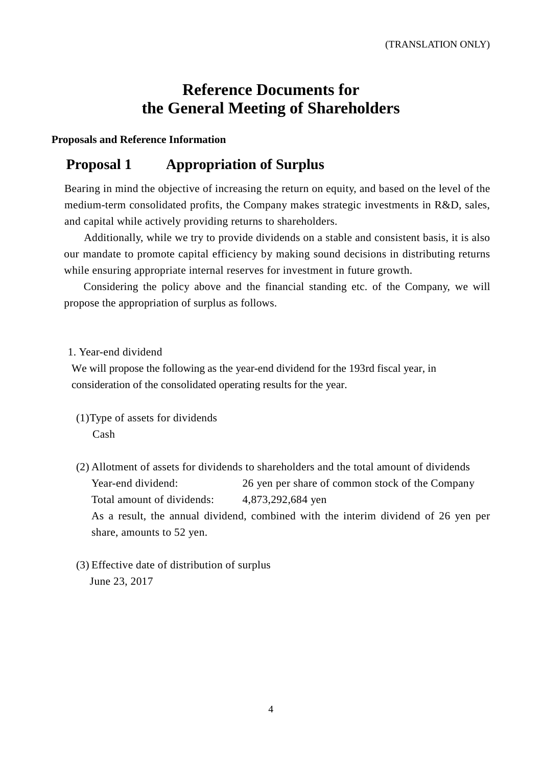(TRANSLATION ONLY)

# Reference Documents for the General Meeting of Shareholders

**Proposals and Reference Information**

## Proposal 1 Appropriation of Surplus

Bearing in mind the objective of increasing the return on equity, and based on the level of the medium-term consolidated profits, the Company makes strategic investments in R&D, sales, and capital while actively providing returns to shareholders.

Additionally, while we try to provide dividends on a stable and consistent basis, it is also our mandate to promote capital efficiency by making sound decisions in distributing returns while ensuring appropriate internal reserves for investment in future growth.

Considering the policy above and the financial standing etc. of the Company, we will propose the appropriation of surplus as follows.

1. Year-end dividend

We will propose the following as the year-end dividend for the 193rd fiscal year, in consideration of the consolidated operating results for the year.

(1) Type of assets for dividends

Cash

(2) Allotment of assets for dividends to shareholders and the total amount of dividends

Year-end dividend: 26 yen per share of common stock of the Company

Total amount of dividends: 4,873,292,684 yen

As a result, the annual dividend, combined with the interim dividend of 26 yen per share, amounts to 52 yen.

(3) Effective date of distribution of surplus

June 23, 2017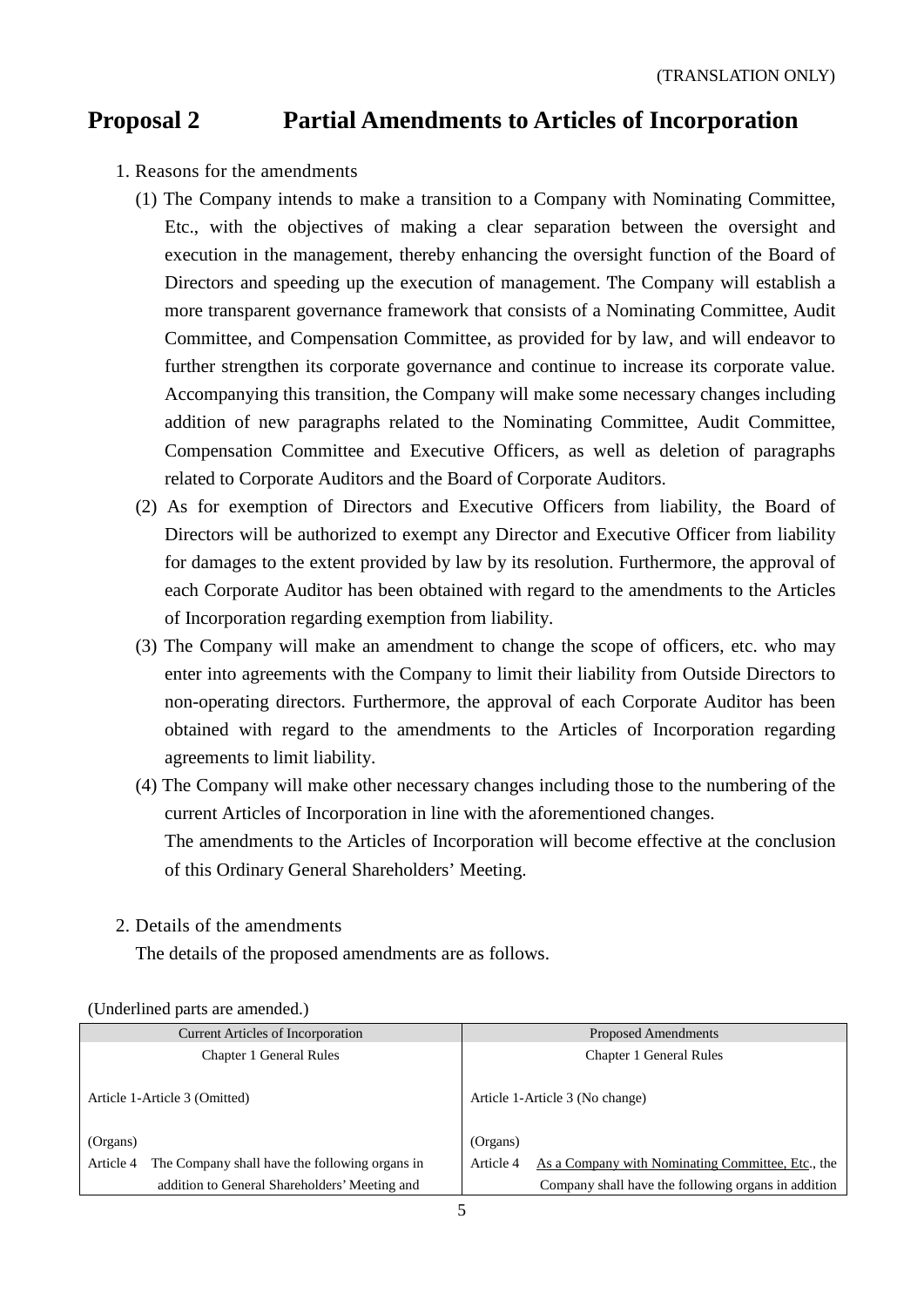(TRANSLATION ONLY)

# Proposal 2 Partial Amendments to Articles of Incorporation

1. Reasons for the amendments
   (1) The Company intends to make a transition to a Company with Nominating Committee, Etc., with the objectives of making a clear separation between the oversight and execution in the management, thereby enhancing the oversight function of the Board of Directors and speeding up the execution of management. The Company will establish a more transparent governance framework that consists of a Nominating Committee, Audit Committee, and Compensation Committee, as provided for by law, and will endeavor to further strengthen its corporate governance and continue to increase its corporate value. Accompanying this transition, the Company will make some necessary changes including addition of new paragraphs related to the Nominating Committee, Audit Committee, Compensation Committee and Executive Officers, as well as deletion of paragraphs related to Corporate Auditors and the Board of Corporate Auditors.
   (2) As for exemption of Directors and Executive Officers from liability, the Board of Directors will be authorized to exempt any Director and Executive Officer from liability for damages to the extent provided by law by its resolution. Furthermore, the approval of each Corporate Auditor has been obtained with regard to the amendments to the Articles of Incorporation regarding exemption from liability.
   (3) The Company will make an amendment to change the scope of officers, etc. who may enter into agreements with the Company to limit their liability from Outside Directors to non-operating directors. Furthermore, the approval of each Corporate Auditor has been obtained with regard to the amendments to the Articles of Incorporation regarding agreements to limit liability.
   (4) The Company will make other necessary changes including those to the numbering of the current Articles of Incorporation in line with the aforementioned changes.
   The amendments to the Articles of Incorporation will become effective at the conclusion of this Ordinary General Shareholders' Meeting.

2. Details of the amendments
   The details of the proposed amendments are as follows.

(Underlined parts are amended.)

| Current Articles of Incorporation | Proposed Amendments |
|---|---|
| Chapter 1 General Rules | Chapter 1 General Rules |
| Article 1-Article 3 (Omitted) | Article 1-Article 3 (No change) |
| (Organs) | (Organs) |
| Article 4 The Company shall have the following organs in addition to General Shareholders' Meeting and | Article 4 As a Company with Nominating Committee, Etc., the Company shall have the following organs in addition |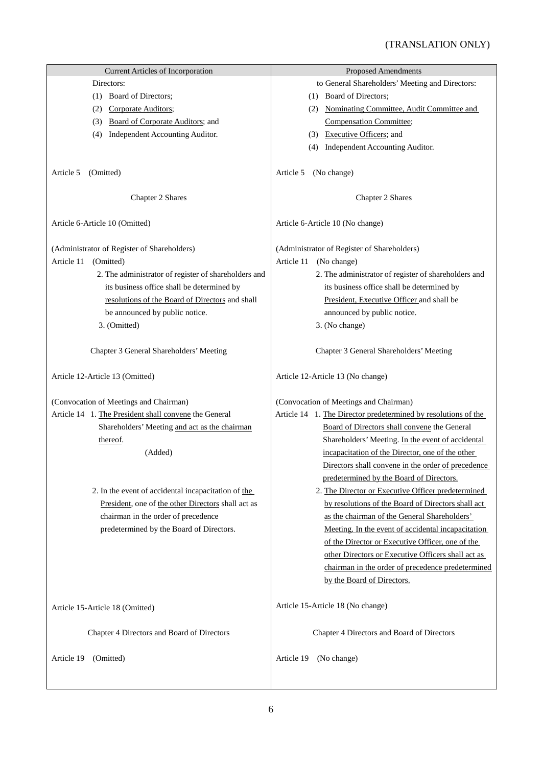(TRANSLATION ONLY)

| Current Articles of Incorporation | Proposed Amendments |
|---|---|
| Directors:<br>(1) Board of Directors;<br>(2) Corporate Auditors;<br>(3) Board of Corporate Auditors; and<br>(4) Independent Accounting Auditor. | to General Shareholders' Meeting and Directors:<br>(1) Board of Directors;<br>(2) Nominating Committee, Audit Committee and Compensation Committee;<br>(3) Executive Officers; and<br>(4) Independent Accounting Auditor. |
| Article 5 (Omitted) | Article 5 (No change) |
| Chapter 2 Shares | Chapter 2 Shares |
| Article 6-Article 10 (Omitted) | Article 6-Article 10 (No change) |
| (Administrator of Register of Shareholders)<br>Article 11 (Omitted)<br>2. The administrator of register of shareholders and its business office shall be determined by resolutions of the Board of Directors and shall be announced by public notice.<br>3. (Omitted) | (Administrator of Register of Shareholders)<br>Article 11 (No change)<br>2. The administrator of register of shareholders and its business office shall be determined by President, Executive Officer and shall be announced by public notice.<br>3. (No change) |
| Chapter 3 General Shareholders' Meeting | Chapter 3 General Shareholders' Meeting |
| Article 12-Article 13 (Omitted) | Article 12-Article 13 (No change) |
| (Convocation of Meetings and Chairman)<br>Article 14 1. The President shall convene the General Shareholders' Meeting and act as the chairman thereof.<br>(Added) | (Convocation of Meetings and Chairman)<br>Article 14 1. The Director predetermined by resolutions of the Board of Directors shall convene the General Shareholders' Meeting. In the event of accidental incapacitation of the Director, one of the other Directors shall convene in the order of precedence predetermined by the Board of Directors. |
| 2. In the event of accidental incapacitation of the President, one of the other Directors shall act as chairman in the order of precedence predetermined by the Board of Directors. | 2. The Director or Executive Officer predetermined by resolutions of the Board of Directors shall act as the chairman of the General Shareholders' Meeting. In the event of accidental incapacitation of the Director or Executive Officer, one of the other Directors or Executive Officers shall act as chairman in the order of precedence predetermined by the Board of Directors. |
| Article 15-Article 18 (Omitted) | Article 15-Article 18 (No change) |
| Chapter 4 Directors and Board of Directors | Chapter 4 Directors and Board of Directors |
| Article 19 (Omitted) | Article 19 (No change) |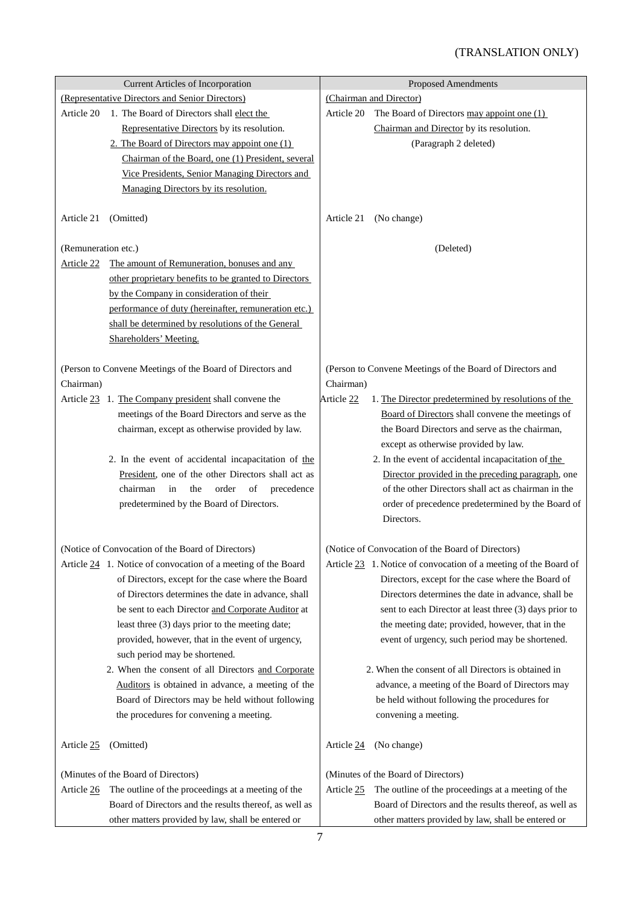(TRANSLATION ONLY)

| Current Articles of Incorporation | Proposed Amendments |
|---|---|
| (Representative Directors and Senior Directors) | (Chairman and Director) |
| Article 20 1. The Board of Directors shall elect the Representative Directors by its resolution. | Article 20 The Board of Directors may appoint one (1) Chairman and Director by its resolution. |
| 2. The Board of Directors may appoint one (1) Chairman of the Board, one (1) President, several Vice Presidents, Senior Managing Directors and Managing Directors by its resolution. | (Paragraph 2 deleted) |
| Article 21 (Omitted) | Article 21 (No change) |
| (Remuneration etc.) | (Deleted) |
| Article 22 The amount of Remuneration, bonuses and any other proprietary benefits to be granted to Directors by the Company in consideration of their performance of duty (hereinafter, remuneration etc.) shall be determined by resolutions of the General Shareholders' Meeting. | |
| (Person to Convene Meetings of the Board of Directors and Chairman) | (Person to Convene Meetings of the Board of Directors and Chairman) |
| Article 23 1. The Company president shall convene the meetings of the Board Directors and serve as the chairman, except as otherwise provided by law. | Article 22 1. The Director predetermined by resolutions of the Board of Directors shall convene the meetings of the Board Directors and serve as the chairman, except as otherwise provided by law. |
| 2. In the event of accidental incapacitation of the President, one of the other Directors shall act as chairman in the order of precedence predetermined by the Board of Directors. | 2. In the event of accidental incapacitation of the Director provided in the preceding paragraph, one of the other Directors shall act as chairman in the order of precedence predetermined by the Board of Directors. |
| (Notice of Convocation of the Board of Directors) | (Notice of Convocation of the Board of Directors) |
| Article 24 1. Notice of convocation of a meeting of the Board of Directors, except for the case where the Board of Directors determines the date in advance, shall be sent to each Director and Corporate Auditor at least three (3) days prior to the meeting date; provided, however, that in the event of urgency, such period may be shortened. | Article 23 1. Notice of convocation of a meeting of the Board of Directors, except for the case where the Board of Directors determines the date in advance, shall be sent to each Director at least three (3) days prior to the meeting date; provided, however, that in the event of urgency, such period may be shortened. |
| 2. When the consent of all Directors and Corporate Auditors is obtained in advance, a meeting of the Board of Directors may be held without following the procedures for convening a meeting. | 2. When the consent of all Directors is obtained in advance, a meeting of the Board of Directors may be held without following the procedures for convening a meeting. |
| Article 25 (Omitted) | Article 24 (No change) |
| (Minutes of the Board of Directors) | (Minutes of the Board of Directors) |
| Article 26 The outline of the proceedings at a meeting of the Board of Directors and the results thereof, as well as other matters provided by law, shall be entered or | Article 25 The outline of the proceedings at a meeting of the Board of Directors and the results thereof, as well as other matters provided by law, shall be entered or |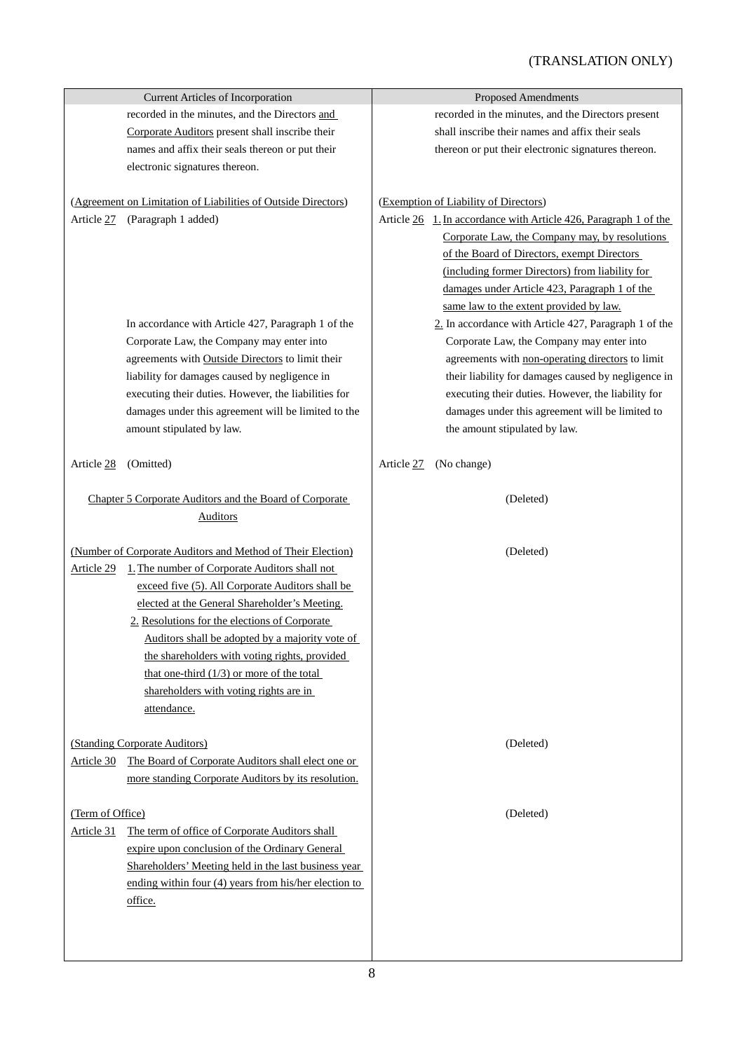(TRANSLATION ONLY)

| Current Articles of Incorporation | Proposed Amendments |
|---|---|
| recorded in the minutes, and the Directors and Corporate Auditors present shall inscribe their names and affix their seals thereon or put their electronic signatures thereon. | recorded in the minutes, and the Directors present shall inscribe their names and affix their seals thereon or put their electronic signatures thereon. |
| (Agreement on Limitation of Liabilities of Outside Directors)<br>Article 27 (Paragraph 1 added) | (Exemption of Liability of Directors)<br>Article 26 1. In accordance with Article 426, Paragraph 1 of the Corporate Law, the Company may, by resolutions of the Board of Directors, exempt Directors (including former Directors) from liability for damages under Article 423, Paragraph 1 of the same law to the extent provided by law. |
| In accordance with Article 427, Paragraph 1 of the Corporate Law, the Company may enter into agreements with Outside Directors to limit their liability for damages caused by negligence in executing their duties. However, the liabilities for damages under this agreement will be limited to the amount stipulated by law. | 2. In accordance with Article 427, Paragraph 1 of the Corporate Law, the Company may enter into agreements with non-operating directors to limit their liability for damages caused by negligence in executing their duties. However, the liability for damages under this agreement will be limited to the amount stipulated by law. |
| Article 28 (Omitted) | Article 27 (No change) |
| Chapter 5 Corporate Auditors and the Board of Corporate Auditors | (Deleted) |
| (Number of Corporate Auditors and Method of Their Election)<br>Article 29 1. The number of Corporate Auditors shall not exceed five (5). All Corporate Auditors shall be elected at the General Shareholder's Meeting.<br>2. Resolutions for the elections of Corporate Auditors shall be adopted by a majority vote of the shareholders with voting rights, provided that one-third (1/3) or more of the total shareholders with voting rights are in attendance. | (Deleted) |
| (Standing Corporate Auditors)<br>Article 30 The Board of Corporate Auditors shall elect one or more standing Corporate Auditors by its resolution. | (Deleted) |
| (Term of Office)<br>Article 31 The term of office of Corporate Auditors shall expire upon conclusion of the Ordinary General Shareholders' Meeting held in the last business year ending within four (4) years from his/her election to office. | (Deleted) |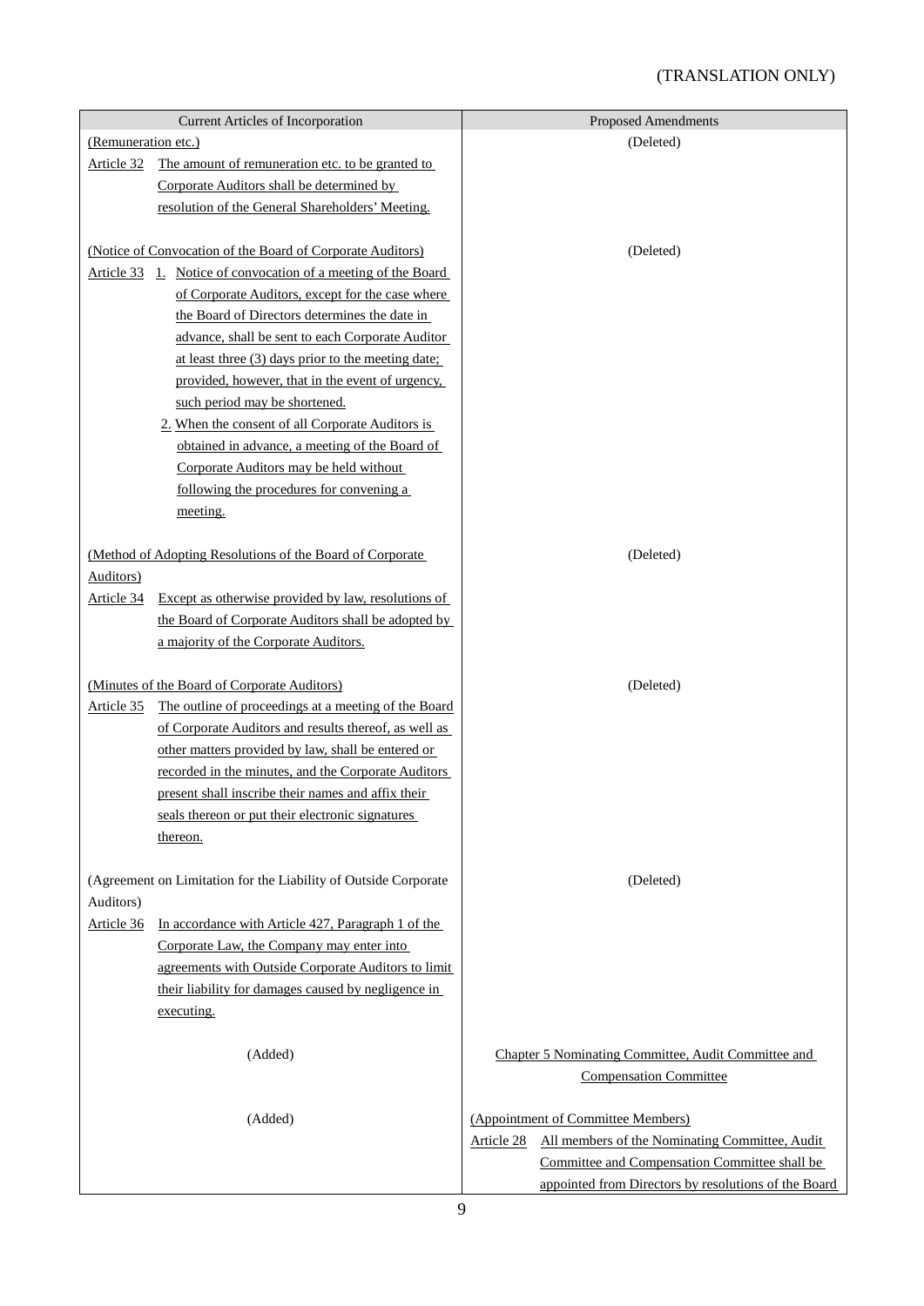(TRANSLATION ONLY)

| Current Articles of Incorporation | Proposed Amendments |
|---|---|
| (Remuneration etc.)<br>Article 32 The amount of remuneration etc. to be granted to Corporate Auditors shall be determined by resolution of the General Shareholders' Meeting. | (Deleted) |
| (Notice of Convocation of the Board of Corporate Auditors)<br>Article 33 1. Notice of convocation of a meeting of the Board of Corporate Auditors, except for the case where the Board of Directors determines the date in advance, shall be sent to each Corporate Auditor at least three (3) days prior to the meeting date; provided, however, that in the event of urgency, such period may be shortened.<br>2. When the consent of all Corporate Auditors is obtained in advance, a meeting of the Board of Corporate Auditors may be held without following the procedures for convening a meeting. | (Deleted) |
| (Method of Adopting Resolutions of the Board of Corporate Auditors)<br>Article 34 Except as otherwise provided by law, resolutions of the Board of Corporate Auditors shall be adopted by a majority of the Corporate Auditors. | (Deleted) |
| (Minutes of the Board of Corporate Auditors)<br>Article 35 The outline of proceedings at a meeting of the Board of Corporate Auditors and results thereof, as well as other matters provided by law, shall be entered or recorded in the minutes, and the Corporate Auditors present shall inscribe their names and affix their seals thereon or put their electronic signatures thereon. | (Deleted) |
| (Agreement on Limitation for the Liability of Outside Corporate Auditors)<br>Article 36 In accordance with Article 427, Paragraph 1 of the Corporate Law, the Company may enter into agreements with Outside Corporate Auditors to limit their liability for damages caused by negligence in executing. | (Deleted) |
| (Added) | Chapter 5 Nominating Committee, Audit Committee and Compensation Committee |
| (Added) | (Appointment of Committee Members)<br>Article 28 All members of the Nominating Committee, Audit Committee and Compensation Committee shall be appointed from Directors by resolutions of the Board |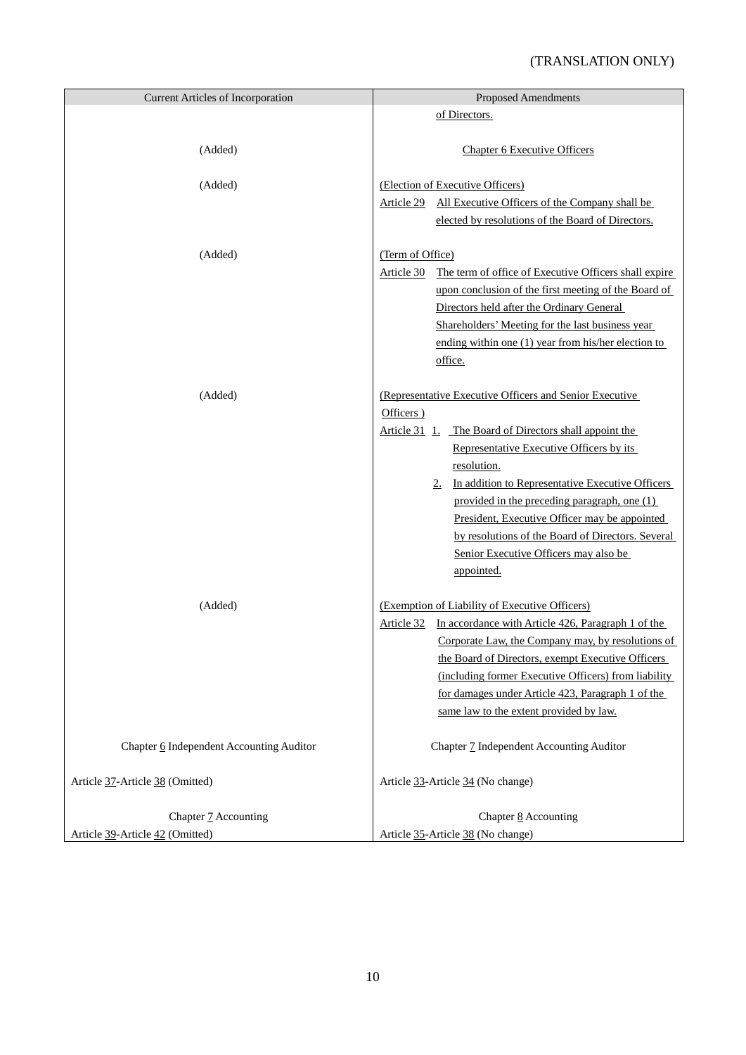(TRANSLATION ONLY)

| Current Articles of Incorporation | Proposed Amendments |
|---|---|
| | of Directors. |
| (Added) | Chapter 6 Executive Officers |
| (Added) | (Election of Executive Officers)<br>Article 29 All Executive Officers of the Company shall be elected by resolutions of the Board of Directors. |
| (Added) | (Term of Office)<br>Article 30 The term of office of Executive Officers shall expire upon conclusion of the first meeting of the Board of Directors held after the Ordinary General Shareholders' Meeting for the last business year ending within one (1) year from his/her election to office. |
| (Added) | (Representative Executive Officers and Senior Executive Officers )<br>Article 31 1. The Board of Directors shall appoint the Representative Executive Officers by its resolution.<br>2. In addition to Representative Executive Officers provided in the preceding paragraph, one (1) President, Executive Officer may be appointed by resolutions of the Board of Directors. Several Senior Executive Officers may also be appointed. |
| (Added) | (Exemption of Liability of Executive Officers)<br>Article 32 In accordance with Article 426, Paragraph 1 of the Corporate Law, the Company may, by resolutions of the Board of Directors, exempt Executive Officers (including former Executive Officers) from liability for damages under Article 423, Paragraph 1 of the same law to the extent provided by law. |
| Chapter 6 Independent Accounting Auditor | Chapter 7 Independent Accounting Auditor |
| Article 37-Article 38 (Omitted) | Article 33-Article 34 (No change) |
| Chapter 7 Accounting<br>Article 39-Article 42 (Omitted) | Chapter 8 Accounting<br>Article 35-Article 38 (No change) |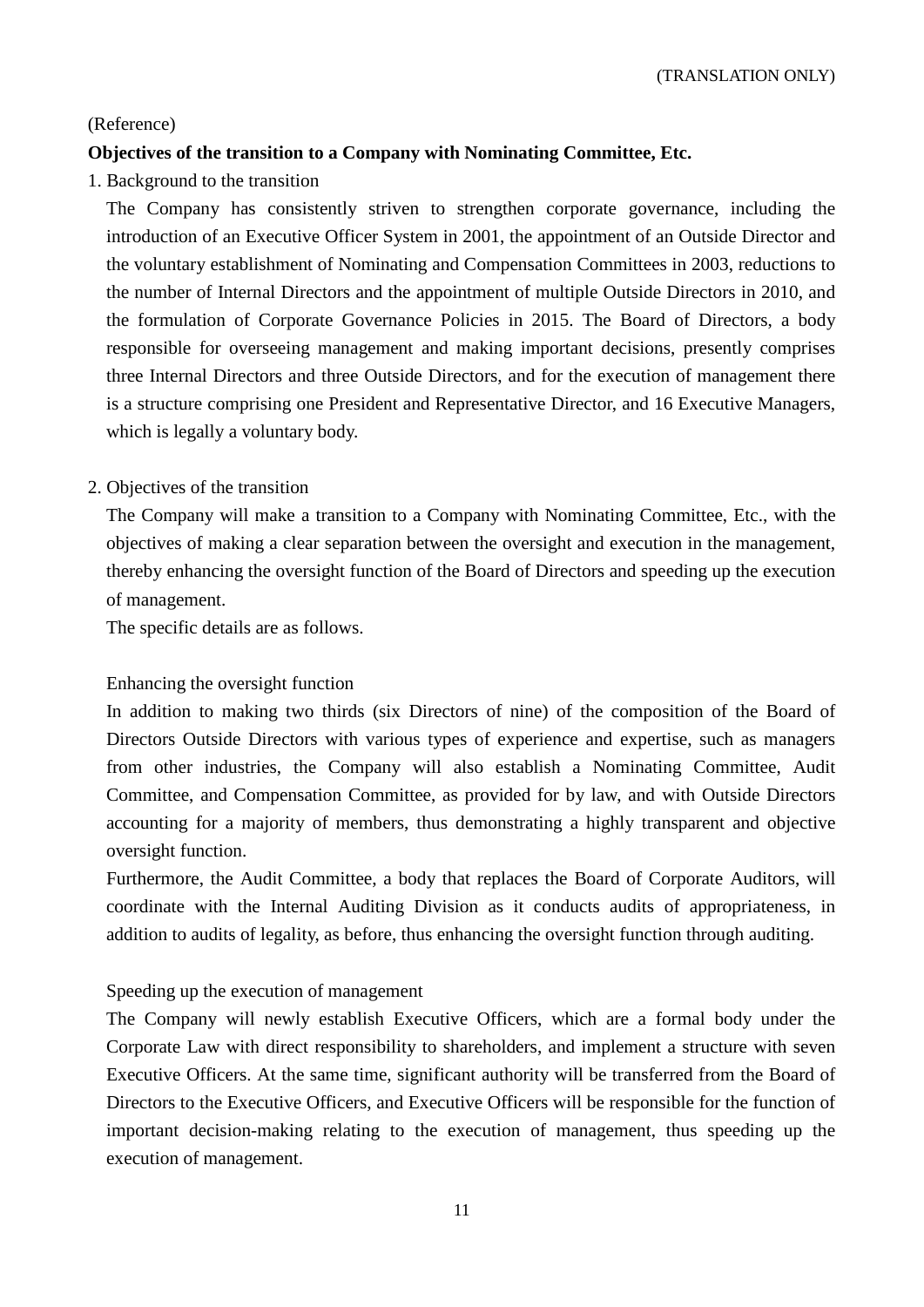(TRANSLATION ONLY)

(Reference)

**Objectives of the transition to a Company with Nominating Committee, Etc.**

1. Background to the transition

   The Company has consistently striven to strengthen corporate governance, including the introduction of an Executive Officer System in 2001, the appointment of an Outside Director and the voluntary establishment of Nominating and Compensation Committees in 2003, reductions to the number of Internal Directors and the appointment of multiple Outside Directors in 2010, and the formulation of Corporate Governance Policies in 2015. The Board of Directors, a body responsible for overseeing management and making important decisions, presently comprises three Internal Directors and three Outside Directors, and for the execution of management there is a structure comprising one President and Representative Director, and 16 Executive Managers, which is legally a voluntary body.

2. Objectives of the transition

   The Company will make a transition to a Company with Nominating Committee, Etc., with the objectives of making a clear separation between the oversight and execution in the management, thereby enhancing the oversight function of the Board of Directors and speeding up the execution of management.

   The specific details are as follows.

   Enhancing the oversight function

   In addition to making two thirds (six Directors of nine) of the composition of the Board of Directors Outside Directors with various types of experience and expertise, such as managers from other industries, the Company will also establish a Nominating Committee, Audit Committee, and Compensation Committee, as provided for by law, and with Outside Directors accounting for a majority of members, thus demonstrating a highly transparent and objective oversight function.

   Furthermore, the Audit Committee, a body that replaces the Board of Corporate Auditors, will coordinate with the Internal Auditing Division as it conducts audits of appropriateness, in addition to audits of legality, as before, thus enhancing the oversight function through auditing.

   Speeding up the execution of management

   The Company will newly establish Executive Officers, which are a formal body under the Corporate Law with direct responsibility to shareholders, and implement a structure with seven Executive Officers. At the same time, significant authority will be transferred from the Board of Directors to the Executive Officers, and Executive Officers will be responsible for the function of important decision-making relating to the execution of management, thus speeding up the execution of management.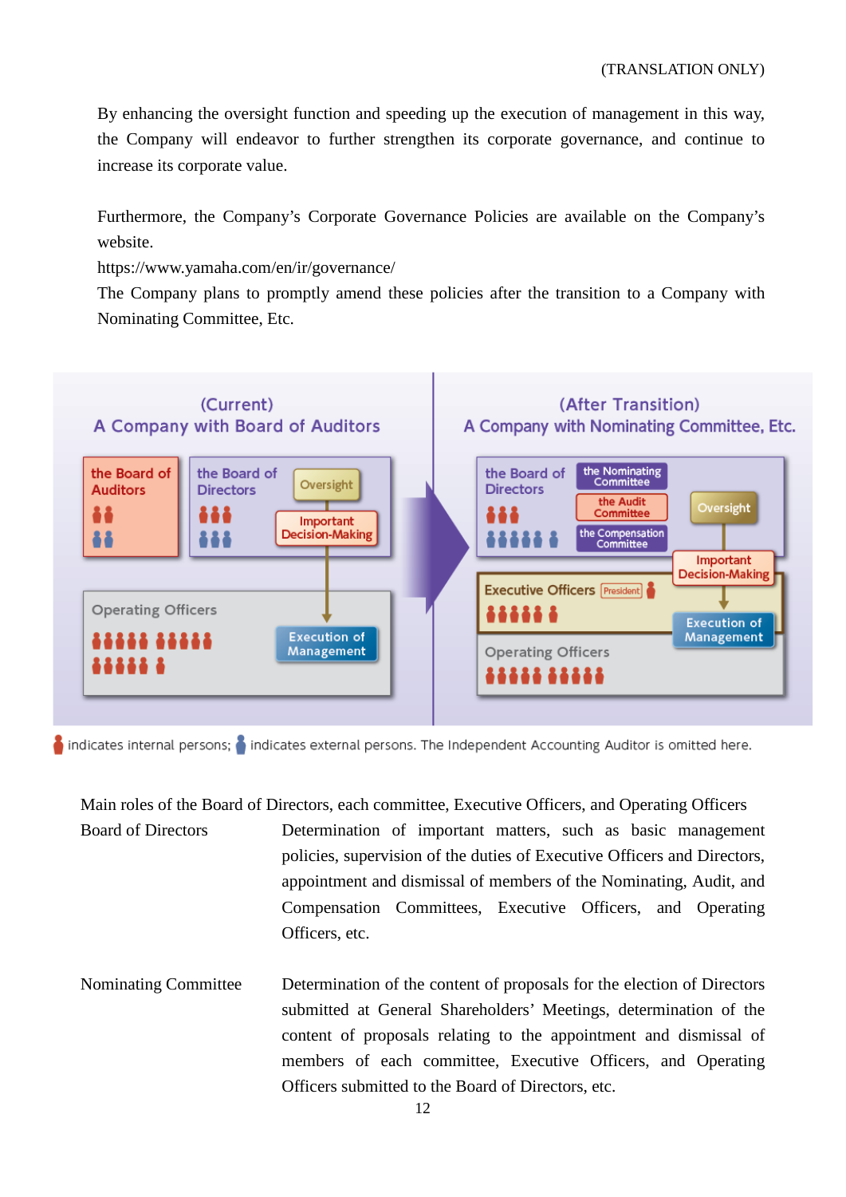(TRANSLATION ONLY)

By enhancing the oversight function and speeding up the execution of management in this way, the Company will endeavor to further strengthen its corporate governance, and continue to increase its corporate value.

Furthermore, the Company's Corporate Governance Policies are available on the Company's website.
https://www.yamaha.com/en/ir/governance/
The Company plans to promptly amend these policies after the transition to a Company with Nominating Committee, Etc.

(Current)
A Company with Board of Auditors

the Board of Auditors | the Board of Directors | Oversight | Important Decision-Making | Operating Officers | Execution of Management

(After Transition)
A Company with Nominating Committee, Etc.

the Board of Directors | the Nominating Committee | the Audit Committee | the Compensation Committee | Oversight | Important Decision-Making | Executive Officers | President | Execution of Management | Operating Officers

indicates internal persons; indicates external persons. The Independent Accounting Auditor is omitted here.

Main roles of the Board of Directors, each committee, Executive Officers, and Operating Officers

| | |
|---|---|
| Board of Directors | Determination of important matters, such as basic management policies, supervision of the duties of Executive Officers and Directors, appointment and dismissal of members of the Nominating, Audit, and Compensation Committees, Executive Officers, and Operating Officers, etc. |
| Nominating Committee | Determination of the content of proposals for the election of Directors submitted at General Shareholders' Meetings, determination of the content of proposals relating to the appointment and dismissal of members of each committee, Executive Officers, and Operating Officers submitted to the Board of Directors, etc. |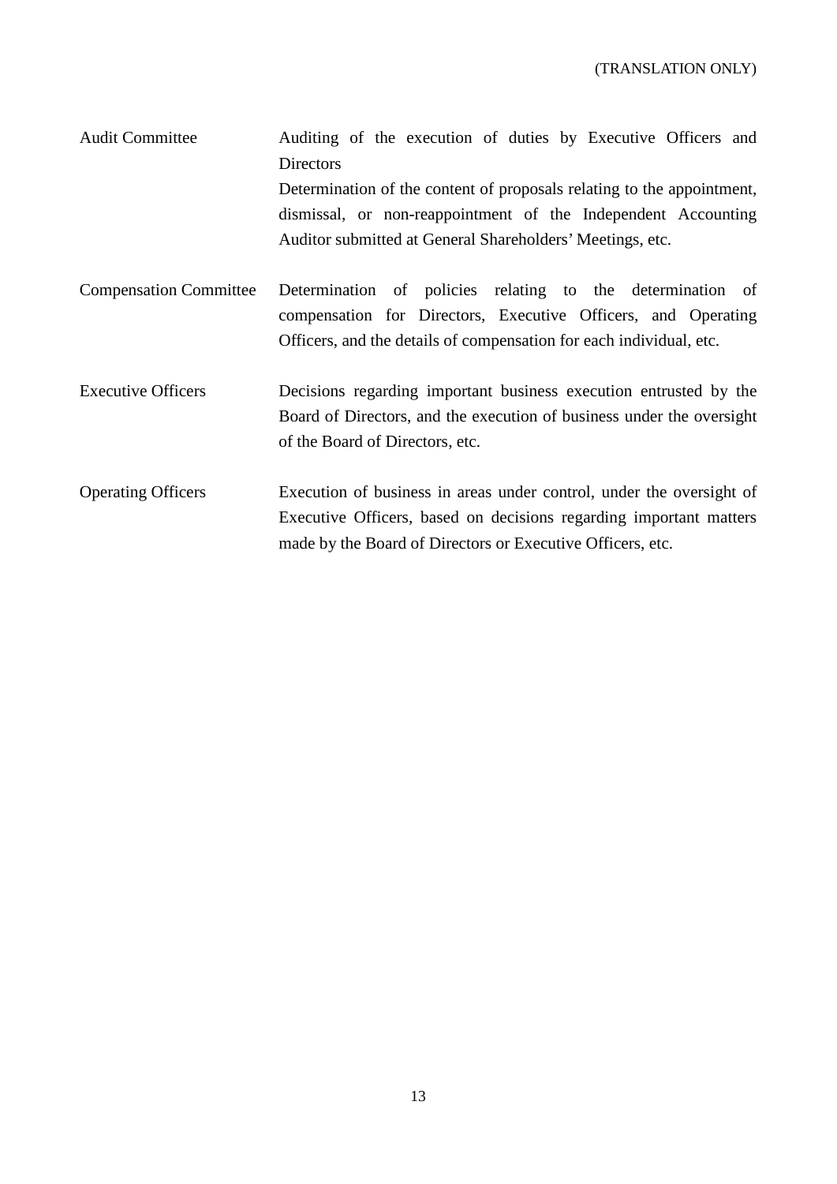| | |
|---|---|
| Audit Committee | Auditing of the execution of duties by Executive Officers and Directors<br>Determination of the content of proposals relating to the appointment, dismissal, or non-reappointment of the Independent Accounting Auditor submitted at General Shareholders' Meetings, etc. |
| Compensation Committee | Determination of policies relating to the determination of compensation for Directors, Executive Officers, and Operating Officers, and the details of compensation for each individual, etc. |
| Executive Officers | Decisions regarding important business execution entrusted by the Board of Directors, and the execution of business under the oversight of the Board of Directors, etc. |
| Operating Officers | Execution of business in areas under control, under the oversight of Executive Officers, based on decisions regarding important matters made by the Board of Directors or Executive Officers, etc. |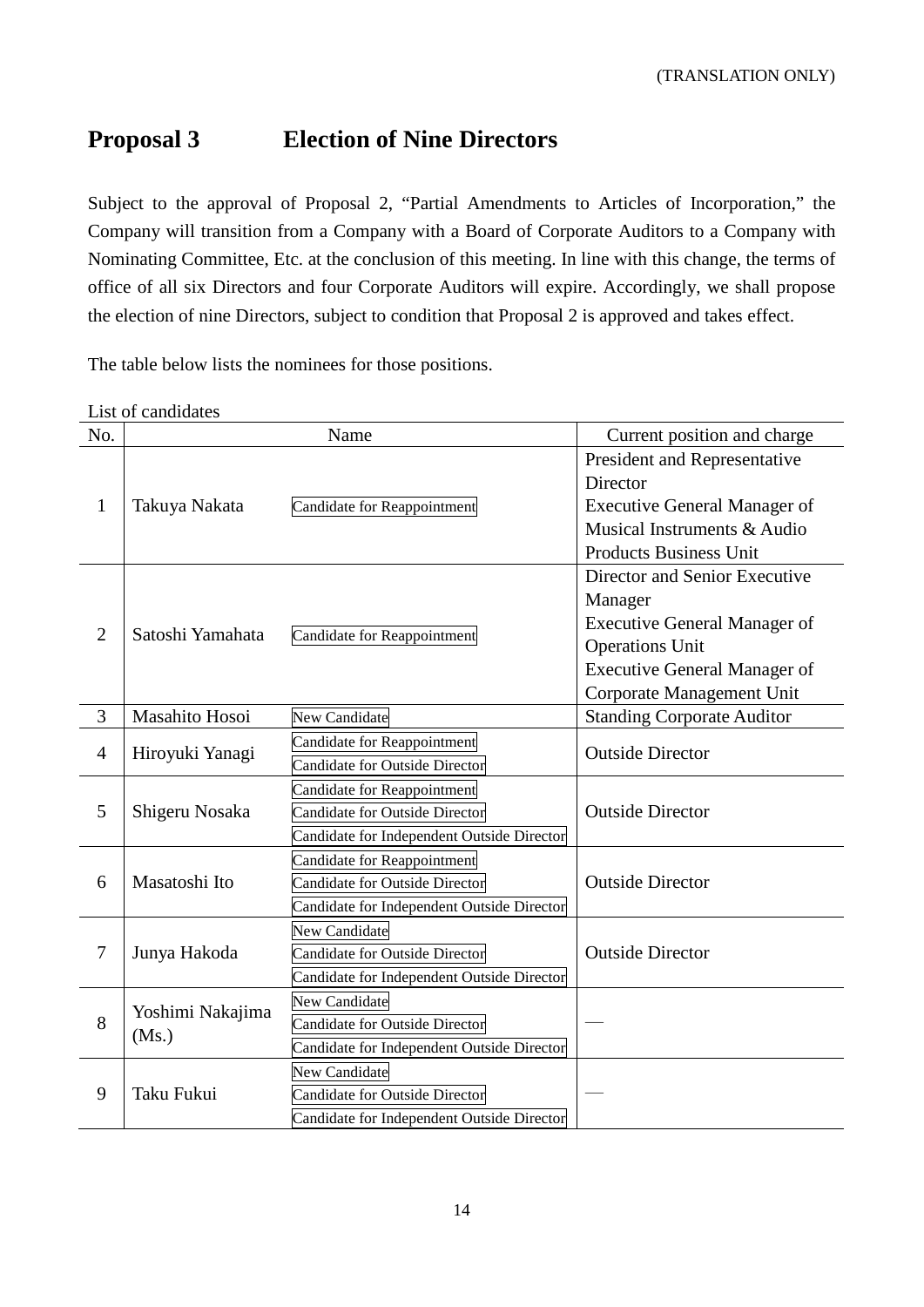(TRANSLATION ONLY)

## Proposal 3 Election of Nine Directors

Subject to the approval of Proposal 2, "Partial Amendments to Articles of Incorporation," the Company will transition from a Company with a Board of Corporate Auditors to a Company with Nominating Committee, Etc. at the conclusion of this meeting. In line with this change, the terms of office of all six Directors and four Corporate Auditors will expire. Accordingly, we shall propose the election of nine Directors, subject to condition that Proposal 2 is approved and takes effect.

The table below lists the nominees for those positions.

List of candidates

| No. | Name | | Current position and charge |
|---|---|---|---|
| 1 | Takuya Nakata | Candidate for Reappointment | President and Representative Director<br>Executive General Manager of Musical Instruments & Audio Products Business Unit |
| 2 | Satoshi Yamahata | Candidate for Reappointment | Director and Senior Executive Manager<br>Executive General Manager of Operations Unit<br>Executive General Manager of Corporate Management Unit |
| 3 | Masahito Hosoi | New Candidate | Standing Corporate Auditor |
| 4 | Hiroyuki Yanagi | Candidate for Reappointment<br>Candidate for Outside Director | Outside Director |
| 5 | Shigeru Nosaka | Candidate for Reappointment<br>Candidate for Outside Director<br>Candidate for Independent Outside Director | Outside Director |
| 6 | Masatoshi Ito | Candidate for Reappointment<br>Candidate for Outside Director<br>Candidate for Independent Outside Director | Outside Director |
| 7 | Junya Hakoda | New Candidate<br>Candidate for Outside Director<br>Candidate for Independent Outside Director | Outside Director |
| 8 | Yoshimi Nakajima (Ms.) | New Candidate<br>Candidate for Outside Director<br>Candidate for Independent Outside Director | — |
| 9 | Taku Fukui | New Candidate<br>Candidate for Outside Director<br>Candidate for Independent Outside Director | — |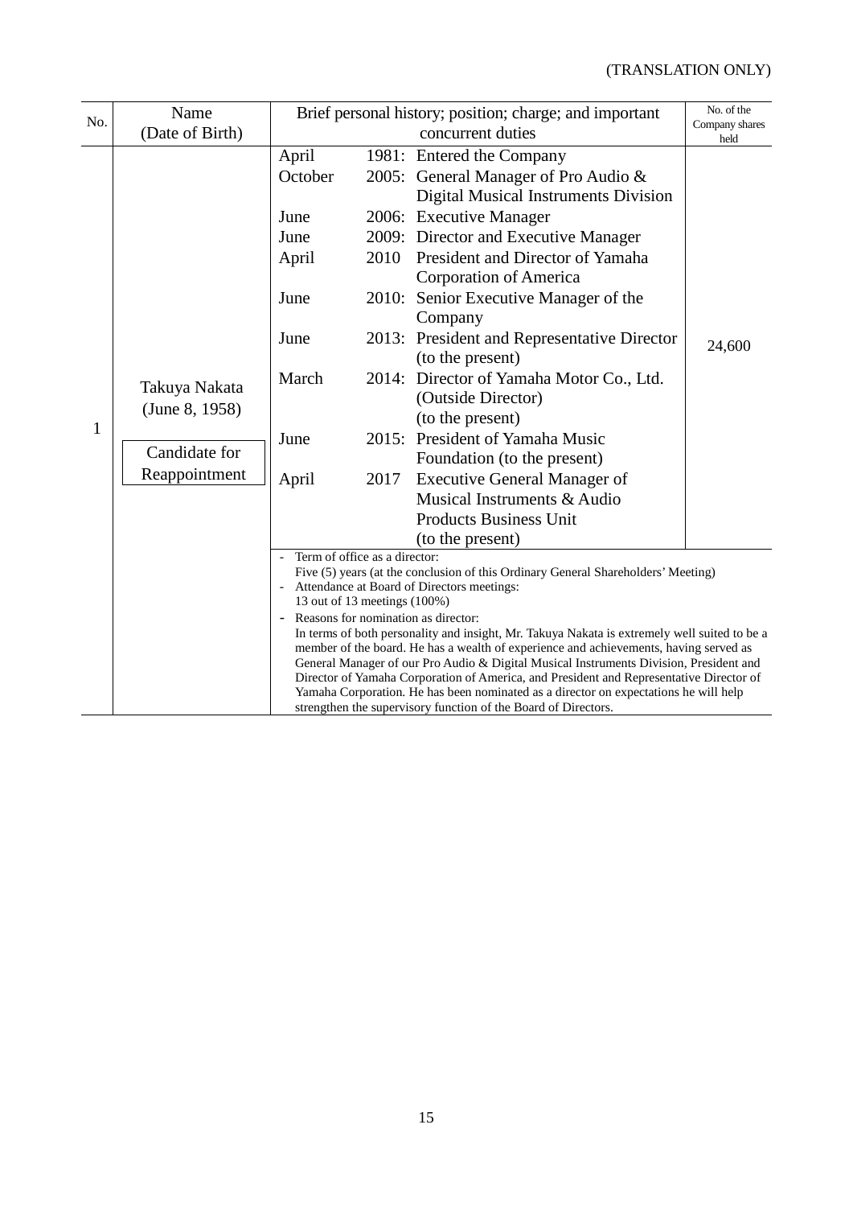(TRANSLATION ONLY)

| No. | Name (Date of Birth) | Brief personal history; position; charge; and important concurrent duties | No. of the Company shares held |
|---|---|---|---|
| 1 | Takuya Nakata (June 8, 1958)<br><br>Candidate for Reappointment | April 1981: Entered the Company<br>October 2005: General Manager of Pro Audio & Digital Musical Instruments Division<br>June 2006: Executive Manager<br>June 2009: Director and Executive Manager<br>April 2010 President and Director of Yamaha Corporation of America<br>June 2010: Senior Executive Manager of the Company<br>June 2013: President and Representative Director (to the present)<br>March 2014: Director of Yamaha Motor Co., Ltd. (Outside Director) (to the present)<br>June 2015: President of Yamaha Music Foundation (to the present)<br>April 2017 Executive General Manager of Musical Instruments & Audio Products Business Unit (to the present) | 24,600 |
| | | - Term of office as a director:<br>Five (5) years (at the conclusion of this Ordinary General Shareholders' Meeting)<br>- Attendance at Board of Directors meetings:<br>13 out of 13 meetings (100%)<br>- Reasons for nomination as director:<br>In terms of both personality and insight, Mr. Takuya Nakata is extremely well suited to be a member of the board. He has a wealth of experience and achievements, having served as General Manager of our Pro Audio & Digital Musical Instruments Division, President and Director of Yamaha Corporation of America, and President and Representative Director of Yamaha Corporation. He has been nominated as a director on expectations he will help strengthen the supervisory function of the Board of Directors. | |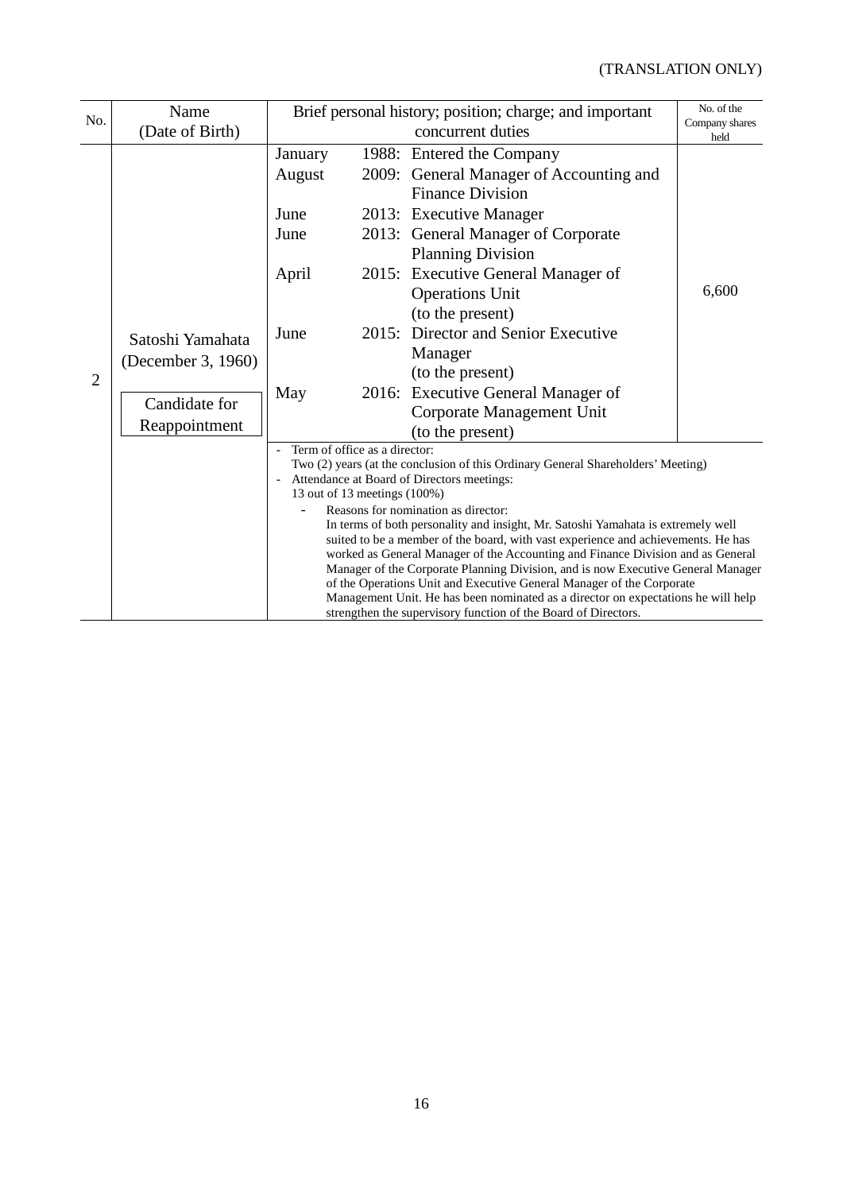(TRANSLATION ONLY)

| No. | Name (Date of Birth) | Brief personal history; position; charge; and important concurrent duties | No. of the Company shares held |
|---|---|---|---|
| 2 | Satoshi Yamahata (December 3, 1960)<br><br>Candidate for Reappointment | January 1988: Entered the Company<br>August 2009: General Manager of Accounting and Finance Division<br>June 2013: Executive Manager<br>June 2013: General Manager of Corporate Planning Division<br>April 2015: Executive General Manager of Operations Unit (to the present)<br>June 2015: Director and Senior Executive Manager (to the present)<br>May 2016: Executive General Manager of Corporate Management Unit (to the present) | 6,600 |
| | | - Term of office as a director:<br>Two (2) years (at the conclusion of this Ordinary General Shareholders' Meeting)<br>- Attendance at Board of Directors meetings:<br>13 out of 13 meetings (100%)<br>- Reasons for nomination as director:<br>In terms of both personality and insight, Mr. Satoshi Yamahata is extremely well suited to be a member of the board, with vast experience and achievements. He has worked as General Manager of the Accounting and Finance Division and as General Manager of the Corporate Planning Division, and is now Executive General Manager of the Operations Unit and Executive General Manager of the Corporate Management Unit. He has been nominated as a director on expectations he will help strengthen the supervisory function of the Board of Directors. | |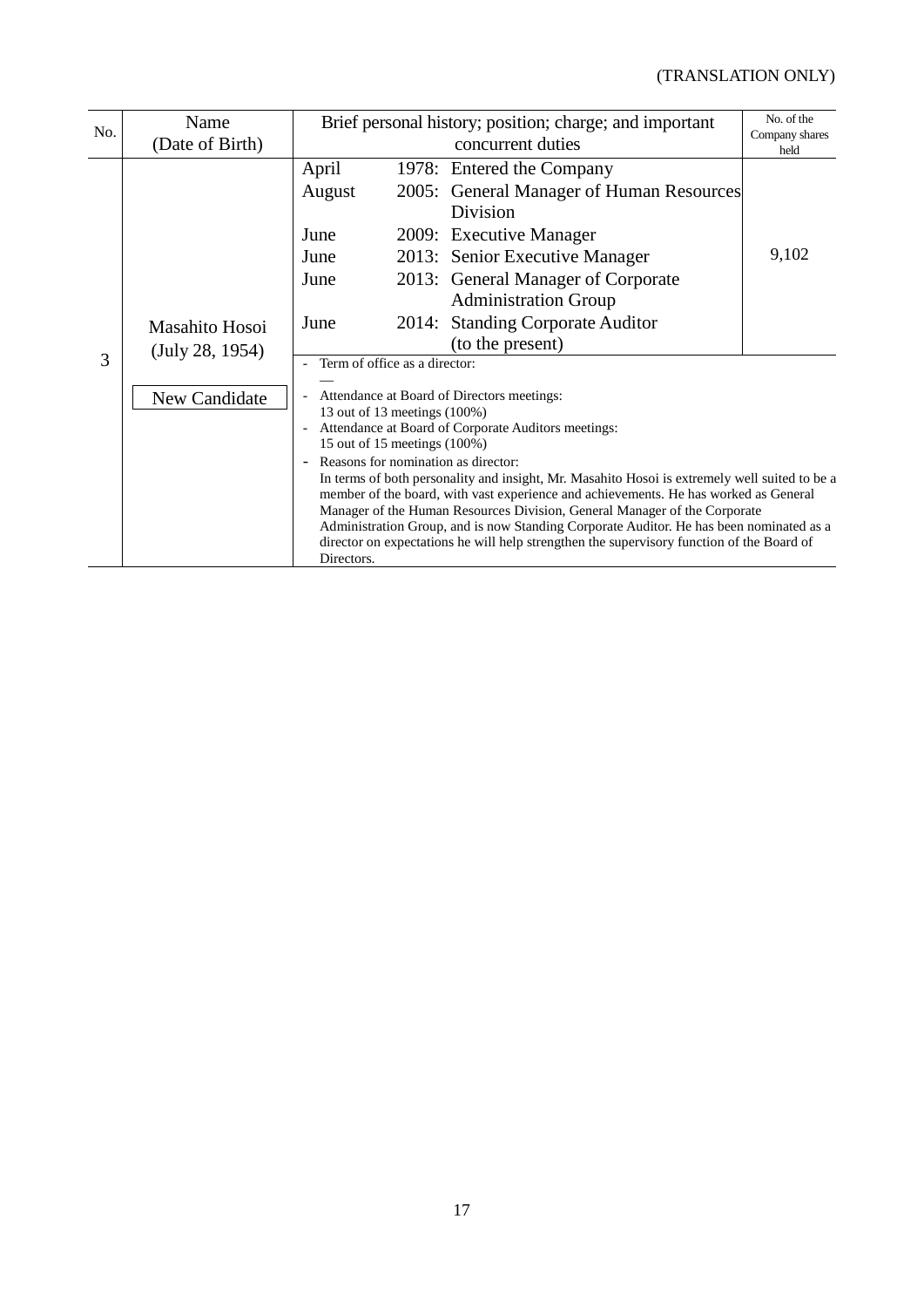(TRANSLATION ONLY)

| No. | Name (Date of Birth) | Brief personal history; position; charge; and important concurrent duties | No. of the Company shares held |
|---|---|---|---|
| 3 | Masahito Hosoi (July 28, 1954)<br><br>New Candidate | April 1978: Entered the Company<br>August 2005: General Manager of Human Resources Division<br>June 2009: Executive Manager<br>June 2013: Senior Executive Manager<br>June 2013: General Manager of Corporate Administration Group<br>June 2014: Standing Corporate Auditor (to the present) | 9,102 |
| | | - Term of office as a director:<br>—<br>- Attendance at Board of Directors meetings:<br>13 out of 13 meetings (100%)<br>- Attendance at Board of Corporate Auditors meetings:<br>15 out of 15 meetings (100%)<br>- Reasons for nomination as director:<br>In terms of both personality and insight, Mr. Masahito Hosoi is extremely well suited to be a member of the board, with vast experience and achievements. He has worked as General Manager of the Human Resources Division, General Manager of the Corporate Administration Group, and is now Standing Corporate Auditor. He has been nominated as a director on expectations he will help strengthen the supervisory function of the Board of Directors. | |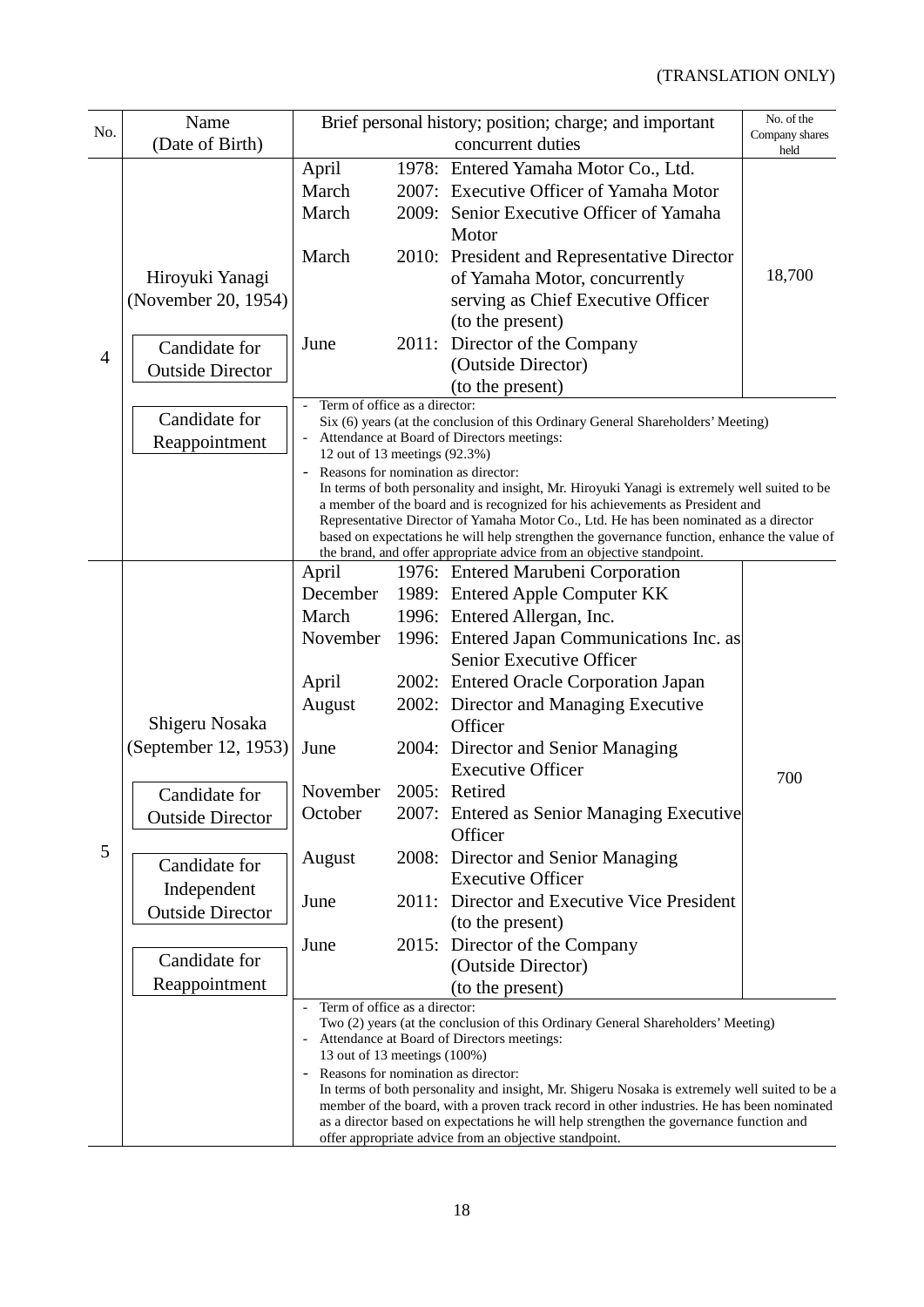(TRANSLATION ONLY)

| No. | Name (Date of Birth) | Brief personal history; position; charge; and important concurrent duties | No. of the Company shares held |
|---|---|---|---|
| 4 | Hiroyuki Yanagi (November 20, 1954)<br><br>Candidate for Outside Director<br><br>Candidate for Reappointment | April 1978: Entered Yamaha Motor Co., Ltd.<br>March 2007: Executive Officer of Yamaha Motor<br>March 2009: Senior Executive Officer of Yamaha Motor<br>March 2010: President and Representative Director of Yamaha Motor, concurrently serving as Chief Executive Officer (to the present)<br>June 2011: Director of the Company (Outside Director) (to the present) | 18,700 |
| | | - Term of office as a director:<br>Six (6) years (at the conclusion of this Ordinary General Shareholders' Meeting)<br>- Attendance at Board of Directors meetings:<br>12 out of 13 meetings (92.3%)<br>- Reasons for nomination as director:<br>In terms of both personality and insight, Mr. Hiroyuki Yanagi is extremely well suited to be a member of the board and is recognized for his achievements as President and Representative Director of Yamaha Motor Co., Ltd. He has been nominated as a director based on expectations he will help strengthen the governance function, enhance the value of the brand, and offer appropriate advice from an objective standpoint. | |
| 5 | Shigeru Nosaka (September 12, 1953)<br><br>Candidate for Outside Director<br><br>Candidate for Independent Outside Director<br><br>Candidate for Reappointment | April 1976: Entered Marubeni Corporation<br>December 1989: Entered Apple Computer KK<br>March 1996: Entered Allergan, Inc.<br>November 1996: Entered Japan Communications Inc. as Senior Executive Officer<br>April 2002: Entered Oracle Corporation Japan<br>August 2002: Director and Managing Executive Officer<br>June 2004: Director and Senior Managing Executive Officer<br>November 2005: Retired<br>October 2007: Entered as Senior Managing Executive Officer<br>August 2008: Director and Senior Managing Executive Officer<br>June 2011: Director and Executive Vice President (to the present)<br>June 2015: Director of the Company (Outside Director) (to the present) | 700 |
| | | - Term of office as a director:<br>Two (2) years (at the conclusion of this Ordinary General Shareholders' Meeting)<br>- Attendance at Board of Directors meetings:<br>13 out of 13 meetings (100%)<br>- Reasons for nomination as director:<br>In terms of both personality and insight, Mr. Shigeru Nosaka is extremely well suited to be a member of the board, with a proven track record in other industries. He has been nominated as a director based on expectations he will help strengthen the governance function and offer appropriate advice from an objective standpoint. | |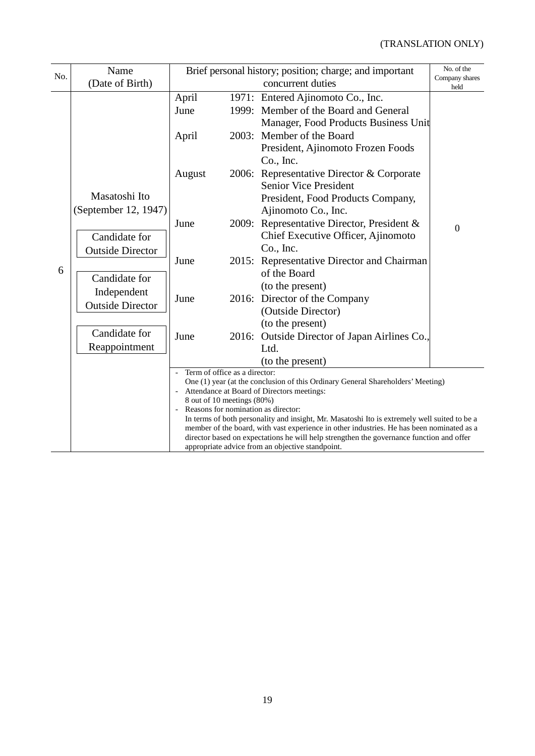(TRANSLATION ONLY)

| No. | Name (Date of Birth) | Brief personal history; position; charge; and important concurrent duties | No. of the Company shares held |
|---|---|---|---|
| 6 | Masatoshi Ito (September 12, 1947)<br><br>Candidate for Outside Director<br><br>Candidate for Independent Outside Director<br><br>Candidate for Reappointment | April 1971: Entered Ajinomoto Co., Inc.<br>June 1999: Member of the Board and General Manager, Food Products Business Unit<br>April 2003: Member of the Board<br>President, Ajinomoto Frozen Foods Co., Inc.<br>August 2006: Representative Director & Corporate Senior Vice President<br>President, Food Products Company, Ajinomoto Co., Inc.<br>June 2009: Representative Director, President & Chief Executive Officer, Ajinomoto Co., Inc.<br>June 2015: Representative Director and Chairman of the Board<br>(to the present)<br>June 2016: Director of the Company<br>(Outside Director)<br>(to the present)<br>June 2016: Outside Director of Japan Airlines Co., Ltd.<br>(to the present) | 0 |
| | | - Term of office as a director:<br>One (1) year (at the conclusion of this Ordinary General Shareholders' Meeting)<br>- Attendance at Board of Directors meetings:<br>8 out of 10 meetings (80%)<br>- Reasons for nomination as director:<br>In terms of both personality and insight, Mr. Masatoshi Ito is extremely well suited to be a member of the board, with vast experience in other industries. He has been nominated as a director based on expectations he will help strengthen the governance function and offer appropriate advice from an objective standpoint. | |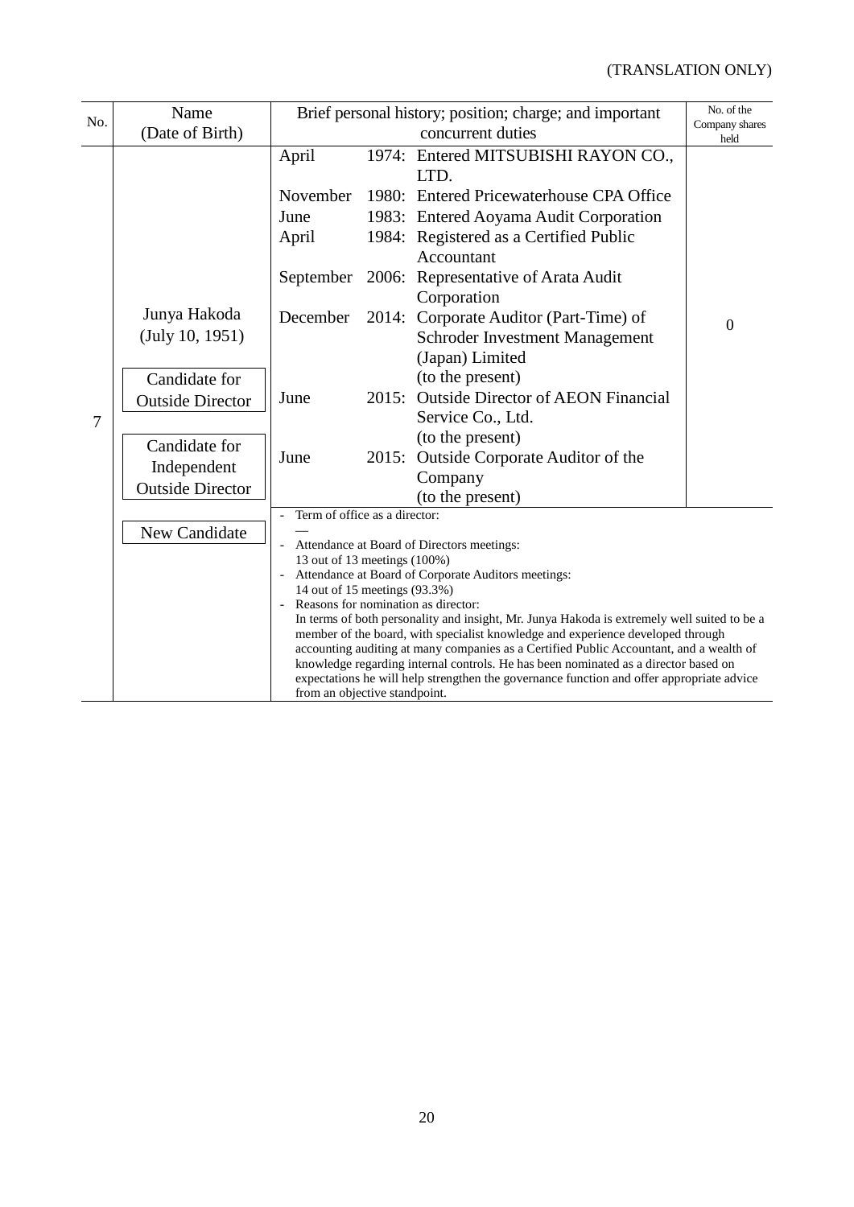(TRANSLATION ONLY)

| No. | Name (Date of Birth) | Brief personal history; position; charge; and important concurrent duties | No. of the Company shares held |
|---|---|---|---|
| 7 | Junya Hakoda (July 10, 1951)<br><br>Candidate for Outside Director<br><br>Candidate for Independent Outside Director<br><br>New Candidate | April 1974: Entered MITSUBISHI RAYON CO., LTD.<br>November 1980: Entered Pricewaterhouse CPA Office<br>June 1983: Entered Aoyama Audit Corporation<br>April 1984: Registered as a Certified Public Accountant<br>September 2006: Representative of Arata Audit Corporation<br>December 2014: Corporate Auditor (Part-Time) of Schroder Investment Management (Japan) Limited (to the present)<br>June 2015: Outside Director of AEON Financial Service Co., Ltd. (to the present)<br>June 2015: Outside Corporate Auditor of the Company (to the present) | 0 |
| | | - Term of office as a director:<br>—<br>- Attendance at Board of Directors meetings:<br>13 out of 13 meetings (100%)<br>- Attendance at Board of Corporate Auditors meetings:<br>14 out of 15 meetings (93.3%)<br>- Reasons for nomination as director:<br>In terms of both personality and insight, Mr. Junya Hakoda is extremely well suited to be a member of the board, with specialist knowledge and experience developed through accounting auditing at many companies as a Certified Public Accountant, and a wealth of knowledge regarding internal controls. He has been nominated as a director based on expectations he will help strengthen the governance function and offer appropriate advice from an objective standpoint. | |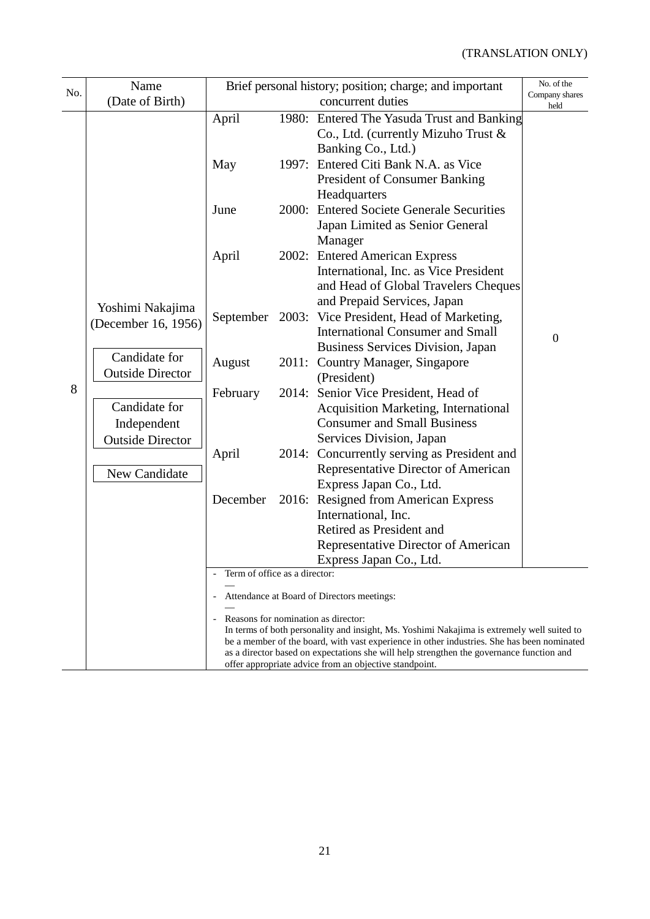(TRANSLATION ONLY)

| No. | Name (Date of Birth) | Brief personal history; position; charge; and important concurrent duties | No. of the Company shares held |
|---|---|---|---|
| 8 | Yoshimi Nakajima (December 16, 1956)<br><br>Candidate for Outside Director<br><br>Candidate for Independent Outside Director<br><br>New Candidate | April 1980: Entered The Yasuda Trust and Banking Co., Ltd. (currently Mizuho Trust & Banking Co., Ltd.)<br>May 1997: Entered Citi Bank N.A. as Vice President of Consumer Banking Headquarters<br>June 2000: Entered Societe Generale Securities Japan Limited as Senior General Manager<br>April 2002: Entered American Express International, Inc. as Vice President and Head of Global Travelers Cheques and Prepaid Services, Japan<br>September 2003: Vice President, Head of Marketing, International Consumer and Small Business Services Division, Japan<br>August 2011: Country Manager, Singapore (President)<br>February 2014: Senior Vice President, Head of Acquisition Marketing, International Consumer and Small Business Services Division, Japan<br>April 2014: Concurrently serving as President and Representative Director of American Express Japan Co., Ltd.<br>December 2016: Resigned from American Express International, Inc.<br>Retired as President and Representative Director of American Express Japan Co., Ltd. | 0 |
| | | - Term of office as a director:<br>—<br>- Attendance at Board of Directors meetings:<br>—<br>- Reasons for nomination as director:<br>In terms of both personality and insight, Ms. Yoshimi Nakajima is extremely well suited to be a member of the board, with vast experience in other industries. She has been nominated as a director based on expectations she will help strengthen the governance function and offer appropriate advice from an objective standpoint. | |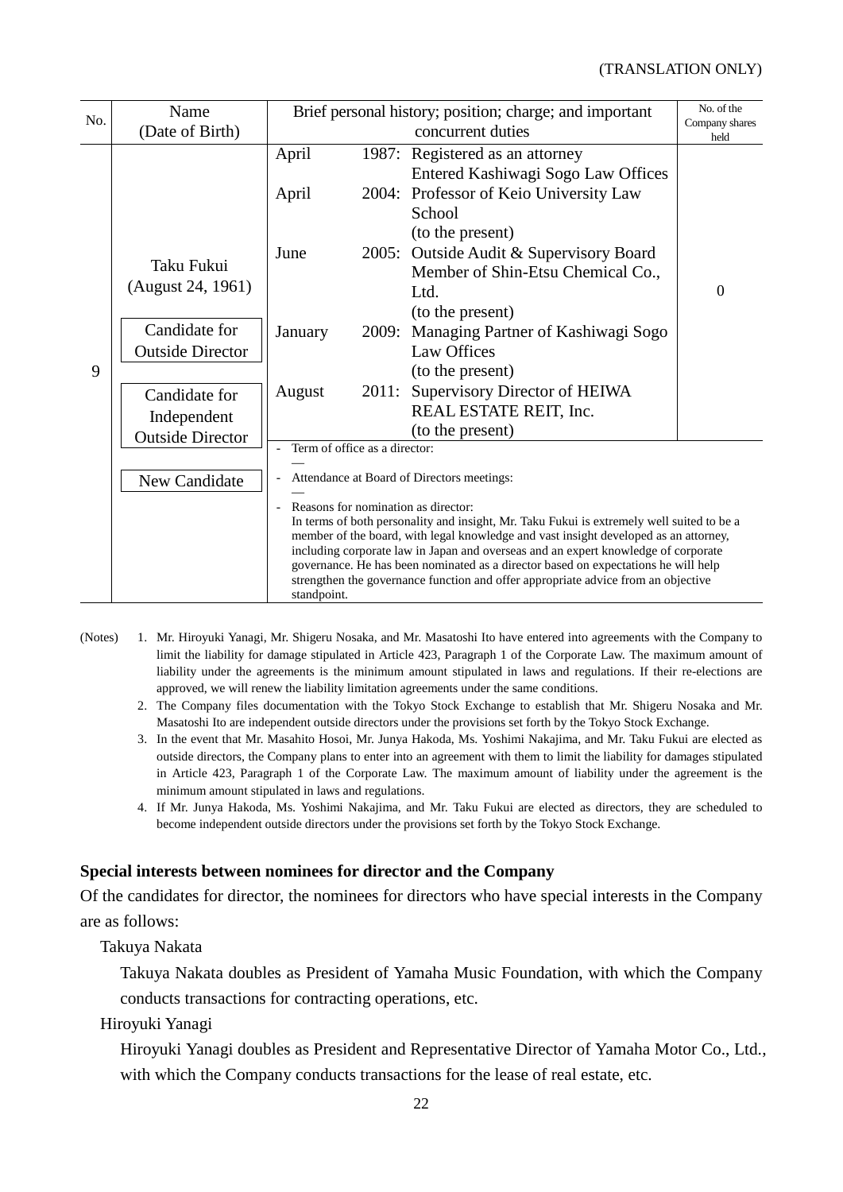(TRANSLATION ONLY)

| No. | Name (Date of Birth) | Brief personal history; position; charge; and important concurrent duties | No. of the Company shares held |
|---|---|---|---|
| 9 | Taku Fukui (August 24, 1961)<br><br>Candidate for Outside Director<br><br>Candidate for Independent Outside Director<br><br>New Candidate | April 1987: Registered as an attorney<br>Entered Kashiwagi Sogo Law Offices<br>April 2004: Professor of Keio University Law School (to the present)<br>June 2005: Outside Audit & Supervisory Board Member of Shin-Etsu Chemical Co., Ltd. (to the present)<br>January 2009: Managing Partner of Kashiwagi Sogo Law Offices (to the present)<br>August 2011: Supervisory Director of HEIWA REAL ESTATE REIT, Inc. (to the present) | 0 |
| | | - Term of office as a director:<br>—<br>- Attendance at Board of Directors meetings:<br>—<br>- Reasons for nomination as director:<br>In terms of both personality and insight, Mr. Taku Fukui is extremely well suited to be a member of the board, with legal knowledge and vast insight developed as an attorney, including corporate law in Japan and overseas and an expert knowledge of corporate governance. He has been nominated as a director based on expectations he will help strengthen the governance function and offer appropriate advice from an objective standpoint. | |

(Notes)

1. Mr. Hiroyuki Yanagi, Mr. Shigeru Nosaka, and Mr. Masatoshi Ito have entered into agreements with the Company to limit the liability for damage stipulated in Article 423, Paragraph 1 of the Corporate Law. The maximum amount of liability under the agreements is the minimum amount stipulated in laws and regulations. If their re-elections are approved, we will renew the liability limitation agreements under the same conditions.
2. The Company files documentation with the Tokyo Stock Exchange to establish that Mr. Shigeru Nosaka and Mr. Masatoshi Ito are independent outside directors under the provisions set forth by the Tokyo Stock Exchange.
3. In the event that Mr. Masahito Hosoi, Mr. Junya Hakoda, Ms. Yoshimi Nakajima, and Mr. Taku Fukui are elected as outside directors, the Company plans to enter into an agreement with them to limit the liability for damages stipulated in Article 423, Paragraph 1 of the Corporate Law. The maximum amount of liability under the agreement is the minimum amount stipulated in laws and regulations.
4. If Mr. Junya Hakoda, Ms. Yoshimi Nakajima, and Mr. Taku Fukui are elected as directors, they are scheduled to become independent outside directors under the provisions set forth by the Tokyo Stock Exchange.

**Special interests between nominees for director and the Company**

Of the candidates for director, the nominees for directors who have special interests in the Company are as follows:

Takuya Nakata

Takuya Nakata doubles as President of Yamaha Music Foundation, with which the Company conducts transactions for contracting operations, etc.

Hiroyuki Yanagi

Hiroyuki Yanagi doubles as President and Representative Director of Yamaha Motor Co., Ltd., with which the Company conducts transactions for the lease of real estate, etc.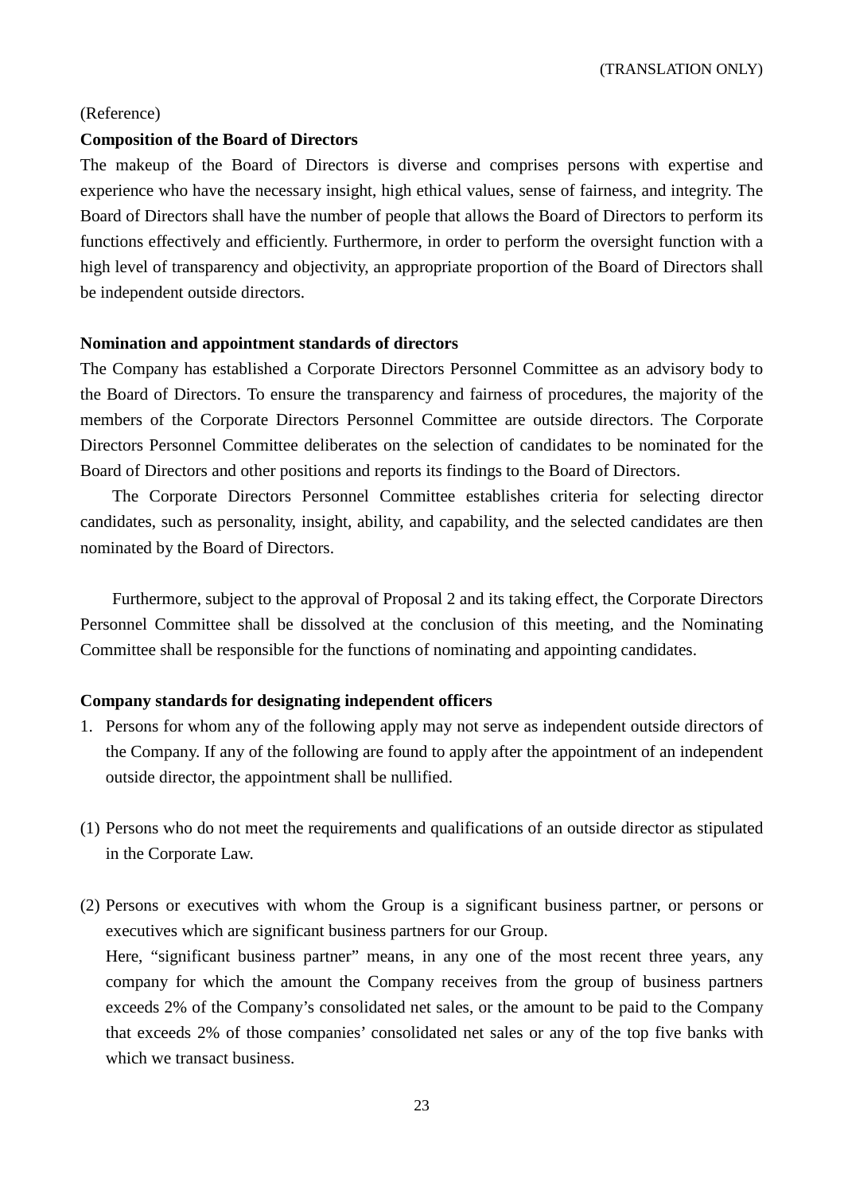(TRANSLATION ONLY)

(Reference)

**Composition of the Board of Directors**

The makeup of the Board of Directors is diverse and comprises persons with expertise and experience who have the necessary insight, high ethical values, sense of fairness, and integrity. The Board of Directors shall have the number of people that allows the Board of Directors to perform its functions effectively and efficiently. Furthermore, in order to perform the oversight function with a high level of transparency and objectivity, an appropriate proportion of the Board of Directors shall be independent outside directors.

**Nomination and appointment standards of directors**

The Company has established a Corporate Directors Personnel Committee as an advisory body to the Board of Directors. To ensure the transparency and fairness of procedures, the majority of the members of the Corporate Directors Personnel Committee are outside directors. The Corporate Directors Personnel Committee deliberates on the selection of candidates to be nominated for the Board of Directors and other positions and reports its findings to the Board of Directors.

The Corporate Directors Personnel Committee establishes criteria for selecting director candidates, such as personality, insight, ability, and capability, and the selected candidates are then nominated by the Board of Directors.

Furthermore, subject to the approval of Proposal 2 and its taking effect, the Corporate Directors Personnel Committee shall be dissolved at the conclusion of this meeting, and the Nominating Committee shall be responsible for the functions of nominating and appointing candidates.

**Company standards for designating independent officers**

1. Persons for whom any of the following apply may not serve as independent outside directors of the Company. If any of the following are found to apply after the appointment of an independent outside director, the appointment shall be nullified.

(1) Persons who do not meet the requirements and qualifications of an outside director as stipulated in the Corporate Law.

(2) Persons or executives with whom the Group is a significant business partner, or persons or executives which are significant business partners for our Group.
Here, "significant business partner" means, in any one of the most recent three years, any company for which the amount the Company receives from the group of business partners exceeds 2% of the Company's consolidated net sales, or the amount to be paid to the Company that exceeds 2% of those companies' consolidated net sales or any of the top five banks with which we transact business.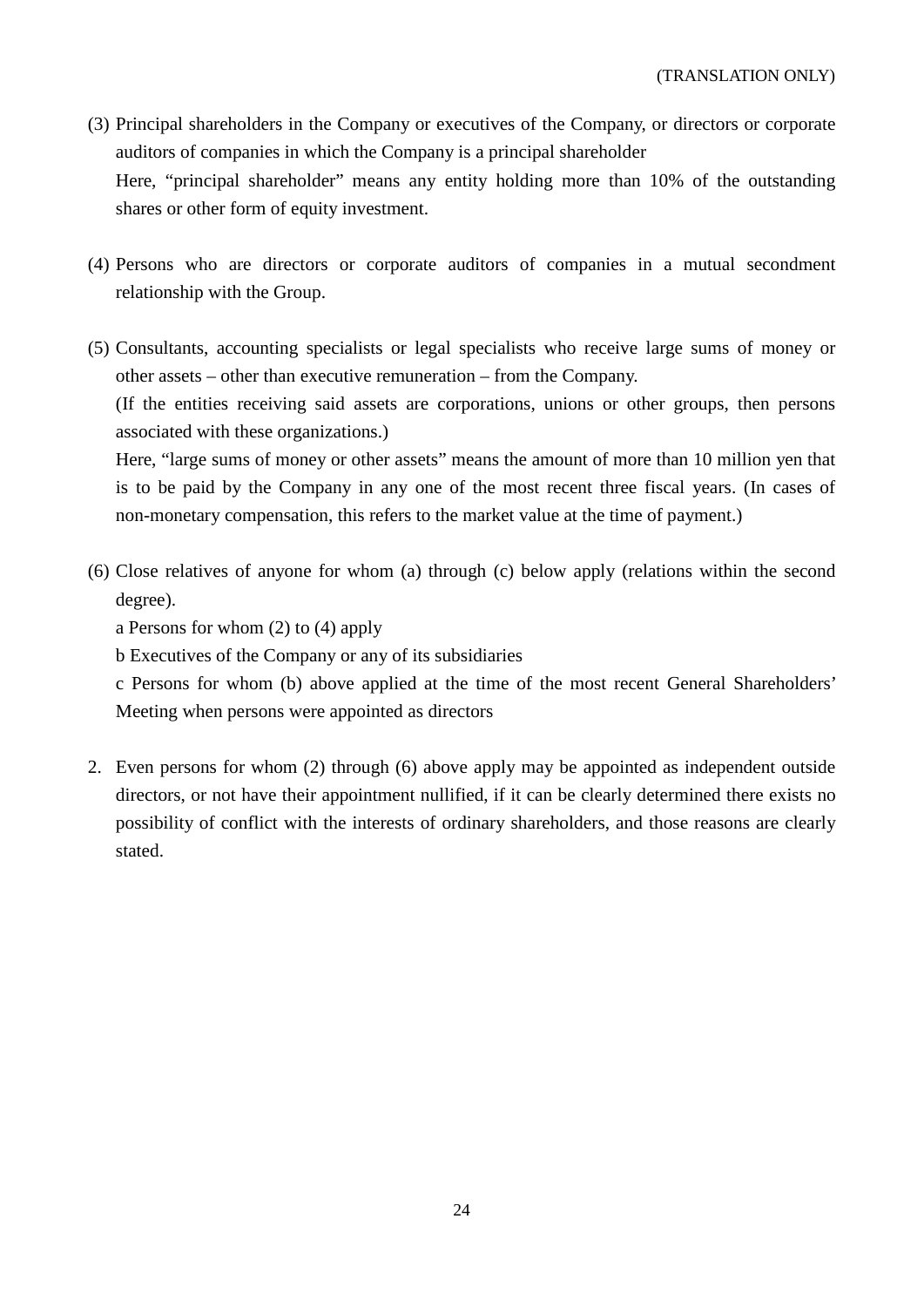(TRANSLATION ONLY)

(3) Principal shareholders in the Company or executives of the Company, or directors or corporate auditors of companies in which the Company is a principal shareholder
   Here, “principal shareholder” means any entity holding more than 10% of the outstanding shares or other form of equity investment.

(4) Persons who are directors or corporate auditors of companies in a mutual secondment relationship with the Group.

(5) Consultants, accounting specialists or legal specialists who receive large sums of money or other assets – other than executive remuneration – from the Company.
   (If the entities receiving said assets are corporations, unions or other groups, then persons associated with these organizations.)
   Here, “large sums of money or other assets” means the amount of more than 10 million yen that is to be paid by the Company in any one of the most recent three fiscal years. (In cases of non-monetary compensation, this refers to the market value at the time of payment.)

(6) Close relatives of anyone for whom (a) through (c) below apply (relations within the second degree).
   a Persons for whom (2) to (4) apply
   b Executives of the Company or any of its subsidiaries
   c Persons for whom (b) above applied at the time of the most recent General Shareholders’ Meeting when persons were appointed as directors

2. Even persons for whom (2) through (6) above apply may be appointed as independent outside directors, or not have their appointment nullified, if it can be clearly determined there exists no possibility of conflict with the interests of ordinary shareholders, and those reasons are clearly stated.